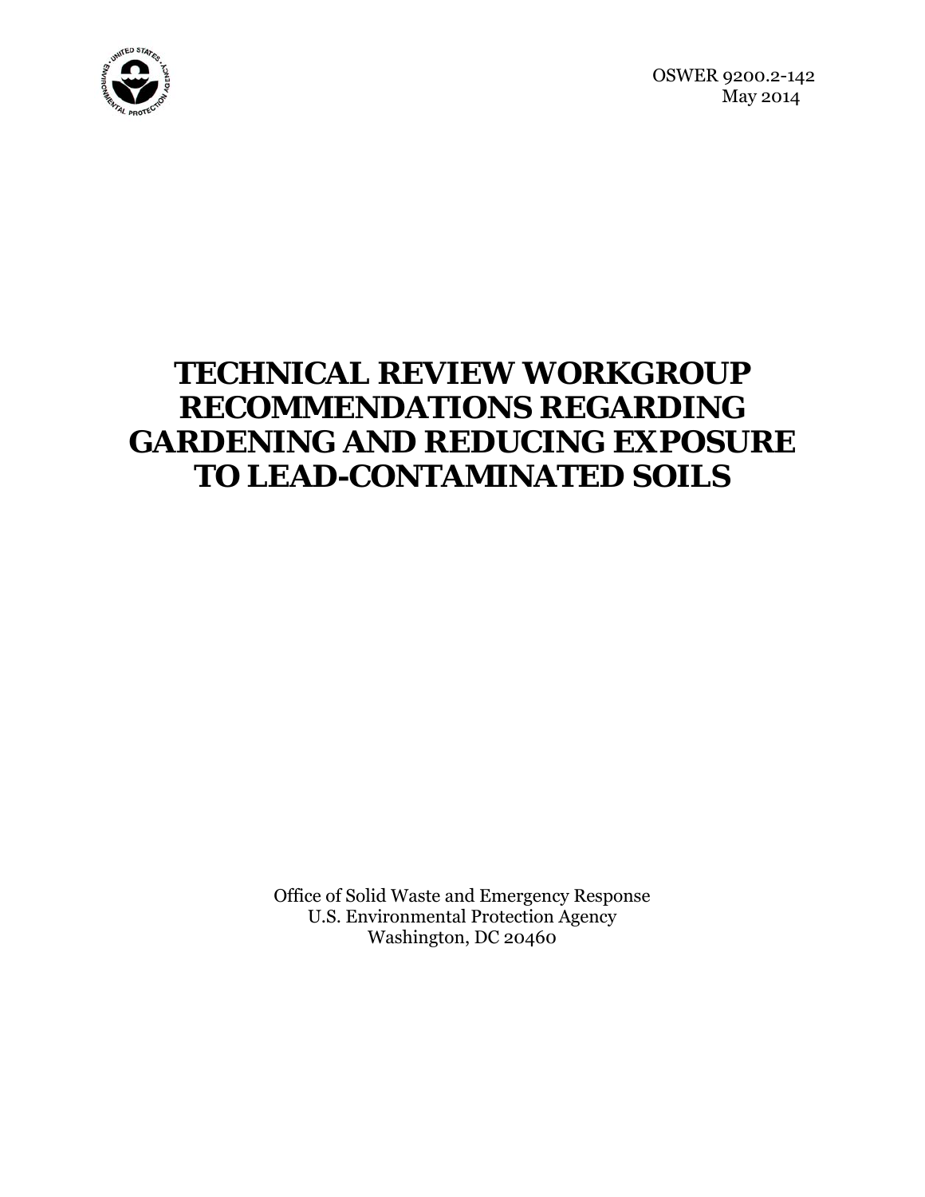OSWER 9200.2-142
May 2014

# TECHNICAL REVIEW WORKGROUP RECOMMENDATIONS REGARDING GARDENING AND REDUCING EXPOSURE TO LEAD-CONTAMINATED SOILS

Office of Solid Waste and Emergency Response
U.S. Environmental Protection Agency
Washington, DC 20460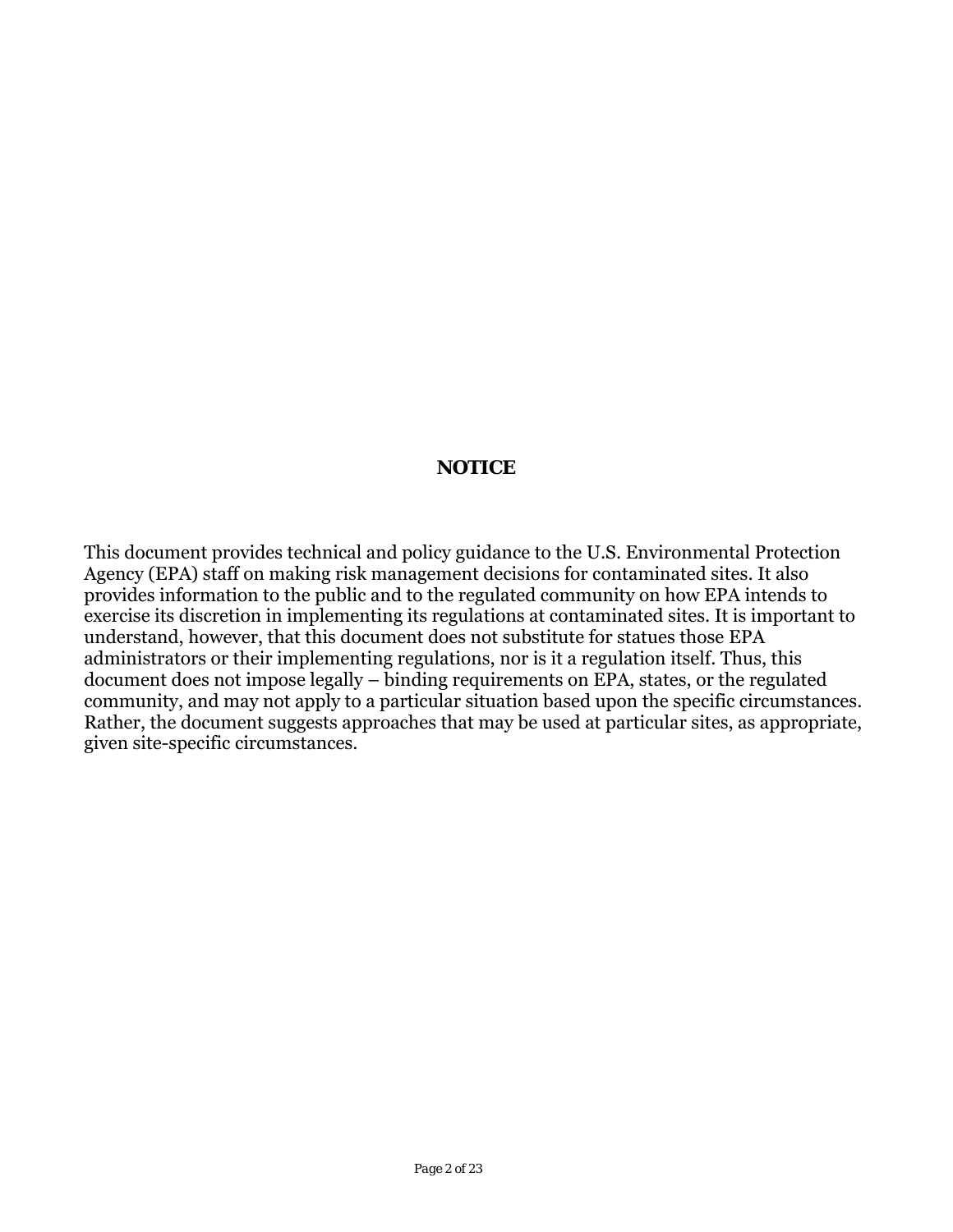## NOTICE

This document provides technical and policy guidance to the U.S. Environmental Protection Agency (EPA) staff on making risk management decisions for contaminated sites. It also provides information to the public and to the regulated community on how EPA intends to exercise its discretion in implementing its regulations at contaminated sites. It is important to understand, however, that this document does not substitute for statues those EPA administrators or their implementing regulations, nor is it a regulation itself. Thus, this document does not impose legally – binding requirements on EPA, states, or the regulated community, and may not apply to a particular situation based upon the specific circumstances. Rather, the document suggests approaches that may be used at particular sites, as appropriate, given site-specific circumstances.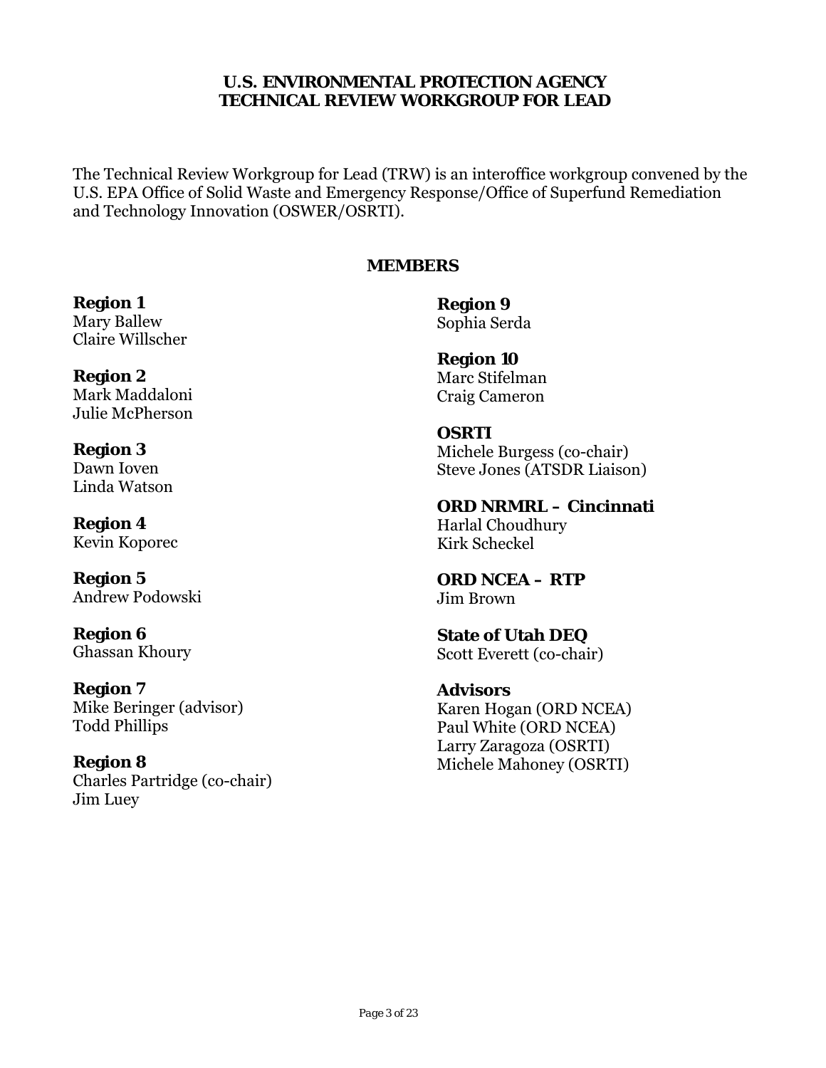# U.S. ENVIRONMENTAL PROTECTION AGENCY TECHNICAL REVIEW WORKGROUP FOR LEAD

The Technical Review Workgroup for Lead (TRW) is an interoffice workgroup convened by the U.S. EPA Office of Solid Waste and Emergency Response/Office of Superfund Remediation and Technology Innovation (OSWER/OSRTI).

## MEMBERS

**Region 1**
Mary Ballew
Claire Willscher

**Region 2**
Mark Maddaloni
Julie McPherson

**Region 3**
Dawn Ioven
Linda Watson

**Region 4**
Kevin Koporec

**Region 5**
Andrew Podowski

**Region 6**
Ghassan Khoury

**Region 7**
Mike Beringer (advisor)
Todd Phillips

**Region 8**
Charles Partridge (co-chair)
Jim Luey

**Region 9**
Sophia Serda

**Region 10**
Marc Stifelman
Craig Cameron

**OSRTI**
Michele Burgess (co-chair)
Steve Jones (ATSDR Liaison)

**ORD NRMRL – Cincinnati**
Harlal Choudhury
Kirk Scheckel

**ORD NCEA – RTP**
Jim Brown

**State of Utah DEQ**
Scott Everett (co-chair)

**Advisors**
Karen Hogan (ORD NCEA)
Paul White (ORD NCEA)
Larry Zaragoza (OSRTI)
Michele Mahoney (OSRTI)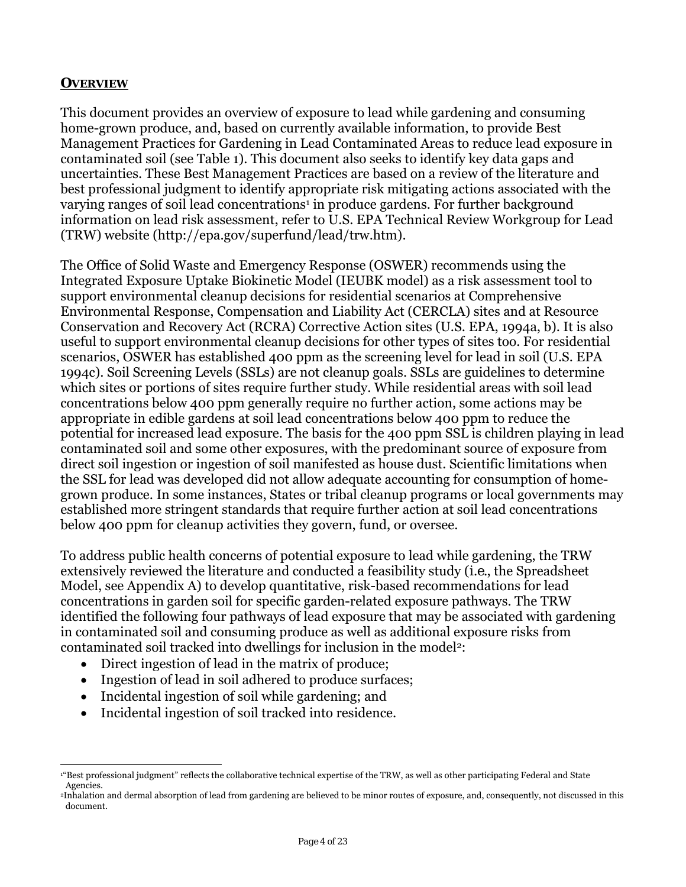## OVERVIEW

This document provides an overview of exposure to lead while gardening and consuming home-grown produce, and, based on currently available information, to provide Best Management Practices for Gardening in Lead Contaminated Areas to reduce lead exposure in contaminated soil (see Table 1). This document also seeks to identify key data gaps and uncertainties. These Best Management Practices are based on a review of the literature and best professional judgment to identify appropriate risk mitigating actions associated with the varying ranges of soil lead concentrations[1] in produce gardens. For further background information on lead risk assessment, refer to U.S. EPA Technical Review Workgroup for Lead (TRW) website (http://epa.gov/superfund/lead/trw.htm).

The Office of Solid Waste and Emergency Response (OSWER) recommends using the Integrated Exposure Uptake Biokinetic Model (IEUBK model) as a risk assessment tool to support environmental cleanup decisions for residential scenarios at Comprehensive Environmental Response, Compensation and Liability Act (CERCLA) sites and at Resource Conservation and Recovery Act (RCRA) Corrective Action sites (U.S. EPA, 1994a, b). It is also useful to support environmental cleanup decisions for other types of sites too. For residential scenarios, OSWER has established 400 ppm as the screening level for lead in soil (U.S. EPA 1994c). Soil Screening Levels (SSLs) are not cleanup goals. SSLs are guidelines to determine which sites or portions of sites require further study. While residential areas with soil lead concentrations below 400 ppm generally require no further action, some actions may be appropriate in edible gardens at soil lead concentrations below 400 ppm to reduce the potential for increased lead exposure. The basis for the 400 ppm SSL is children playing in lead contaminated soil and some other exposures, with the predominant source of exposure from direct soil ingestion or ingestion of soil manifested as house dust. Scientific limitations when the SSL for lead was developed did not allow adequate accounting for consumption of home-grown produce. In some instances, States or tribal cleanup programs or local governments may established more stringent standards that require further action at soil lead concentrations below 400 ppm for cleanup activities they govern, fund, or oversee.

To address public health concerns of potential exposure to lead while gardening, the TRW extensively reviewed the literature and conducted a feasibility study (i.e., the Spreadsheet Model, see Appendix A) to develop quantitative, risk-based recommendations for lead concentrations in garden soil for specific garden-related exposure pathways. The TRW identified the following four pathways of lead exposure that may be associated with gardening in contaminated soil and consuming produce as well as additional exposure risks from contaminated soil tracked into dwellings for inclusion in the model[2]:

- Direct ingestion of lead in the matrix of produce;
- Ingestion of lead in soil adhered to produce surfaces;
- Incidental ingestion of soil while gardening; and
- Incidental ingestion of soil tracked into residence.

[1] "Best professional judgment" reflects the collaborative technical expertise of the TRW, as well as other participating Federal and State Agencies.

[2] Inhalation and dermal absorption of lead from gardening are believed to be minor routes of exposure, and, consequently, not discussed in this document.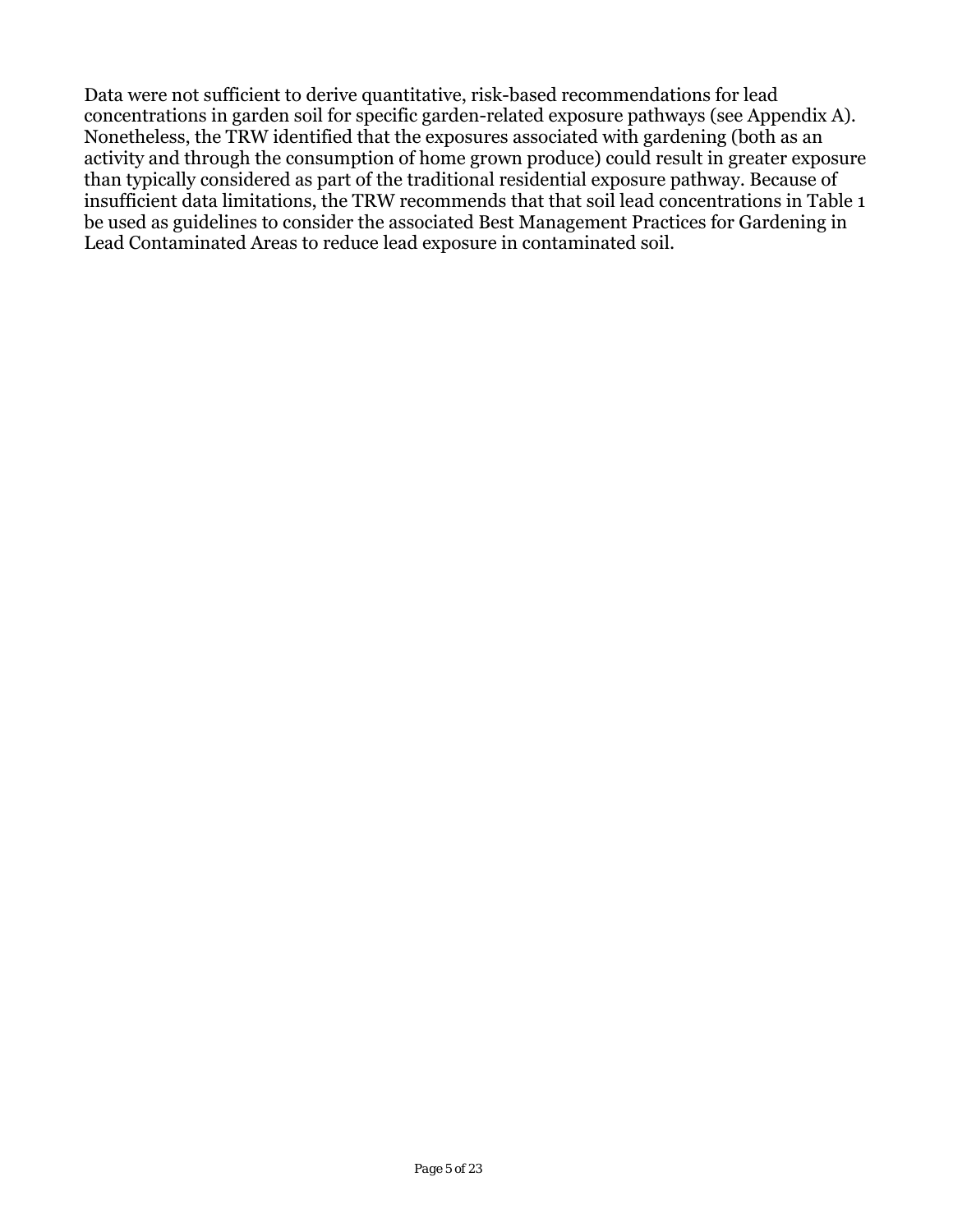Data were not sufficient to derive quantitative, risk-based recommendations for lead concentrations in garden soil for specific garden-related exposure pathways (see Appendix A). Nonetheless, the TRW identified that the exposures associated with gardening (both as an activity and through the consumption of home grown produce) could result in greater exposure than typically considered as part of the traditional residential exposure pathway. Because of insufficient data limitations, the TRW recommends that that soil lead concentrations in Table 1 be used as guidelines to consider the associated Best Management Practices for Gardening in Lead Contaminated Areas to reduce lead exposure in contaminated soil.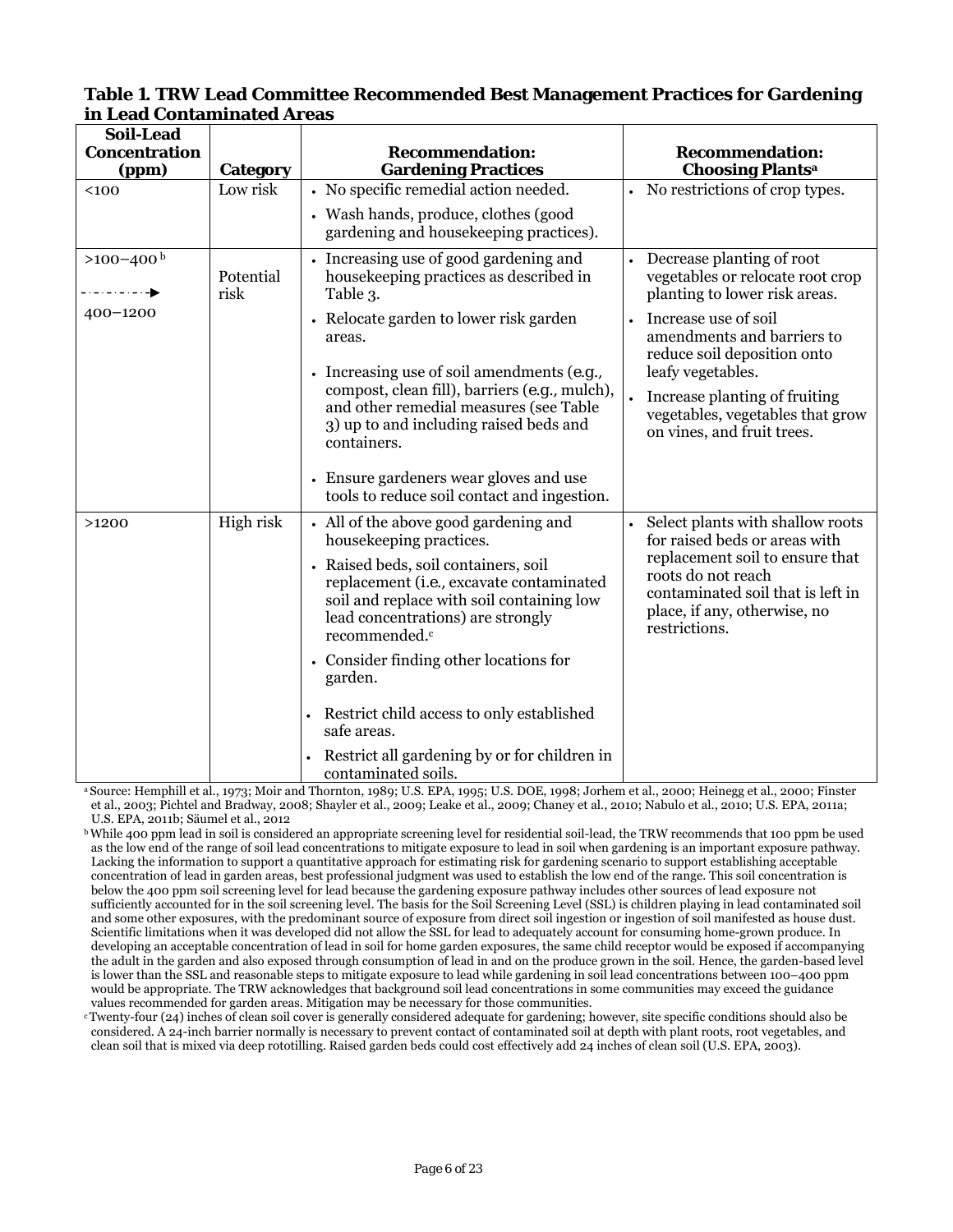**Table 1. TRW Lead Committee Recommended Best Management Practices for Gardening in Lead Contaminated Areas**

| Soil-Lead Concentration (ppm) | Category | Recommendation: Gardening Practices | Recommendation: Choosing Plants[a] |
|---|---|---|---|
| <100 | Low risk | • No specific remedial action needed.<br>• Wash hands, produce, clothes (good gardening and housekeeping practices). | • No restrictions of crop types. |
| >100–400[b] → 400–1200 | Potential risk | • Increasing use of good gardening and housekeeping practices as described in Table 3.<br>• Relocate garden to lower risk garden areas.<br>• Increasing use of soil amendments (e.g., compost, clean fill), barriers (e.g., mulch), and other remedial measures (see Table 3) up to and including raised beds and containers.<br>• Ensure gardeners wear gloves and use tools to reduce soil contact and ingestion. | • Decrease planting of root vegetables or relocate root crop planting to lower risk areas.<br>• Increase use of soil amendments and barriers to reduce soil deposition onto leafy vegetables.<br>• Increase planting of fruiting vegetables, vegetables that grow on vines, and fruit trees. |
| >1200 | High risk | • All of the above good gardening and housekeeping practices.<br>• Raised beds, soil containers, soil replacement (i.e., excavate contaminated soil and replace with soil containing low lead concentrations) are strongly recommended.[c]<br>• Consider finding other locations for garden.<br>• Restrict child access to only established safe areas.<br>• Restrict all gardening by or for children in contaminated soils. | • Select plants with shallow roots for raised beds or areas with replacement soil to ensure that roots do not reach contaminated soil that is left in place, if any, otherwise, no restrictions. |

[a] Source: Hemphill et al., 1973; Moir and Thornton, 1989; U.S. EPA, 1995; U.S. DOE, 1998; Jorhem et al., 2000; Heinegg et al., 2000; Finster et al., 2003; Pichtel and Bradway, 2008; Shayler et al., 2009; Leake et al., 2009; Chaney et al., 2010; Nabulo et al., 2010; U.S. EPA, 2011a; U.S. EPA, 2011b; Säumel et al., 2012

[b] While 400 ppm lead in soil is considered an appropriate screening level for residential soil-lead, the TRW recommends that 100 ppm be used as the low end of the range of soil lead concentrations to mitigate exposure to lead in soil when gardening is an important exposure pathway. Lacking the information to support a quantitative approach for estimating risk for gardening scenario to support establishing acceptable concentration of lead in garden areas, best professional judgment was used to establish the low end of the range. This soil concentration is below the 400 ppm soil screening level for lead because the gardening exposure pathway includes other sources of lead exposure not sufficiently accounted for in the soil screening level. The basis for the Soil Screening Level (SSL) is children playing in lead contaminated soil and some other exposures, with the predominant source of exposure from direct soil ingestion or ingestion of soil manifested as house dust. Scientific limitations when it was developed did not allow the SSL for lead to adequately account for consuming home-grown produce. In developing an acceptable concentration of lead in soil for home garden exposures, the same child receptor would be exposed if accompanying the adult in the garden and also exposed through consumption of lead in and on the produce grown in the soil. Hence, the garden-based level is lower than the SSL and reasonable steps to mitigate exposure to lead while gardening in soil lead concentrations between 100–400 ppm would be appropriate. The TRW acknowledges that background soil lead concentrations in some communities may exceed the guidance values recommended for garden areas. Mitigation may be necessary for those communities.

[c] Twenty-four (24) inches of clean soil cover is generally considered adequate for gardening; however, site specific conditions should also be considered. A 24-inch barrier normally is necessary to prevent contact of contaminated soil at depth with plant roots, root vegetables, and clean soil that is mixed via deep rototilling. Raised garden beds could cost effectively add 24 inches of clean soil (U.S. EPA, 2003).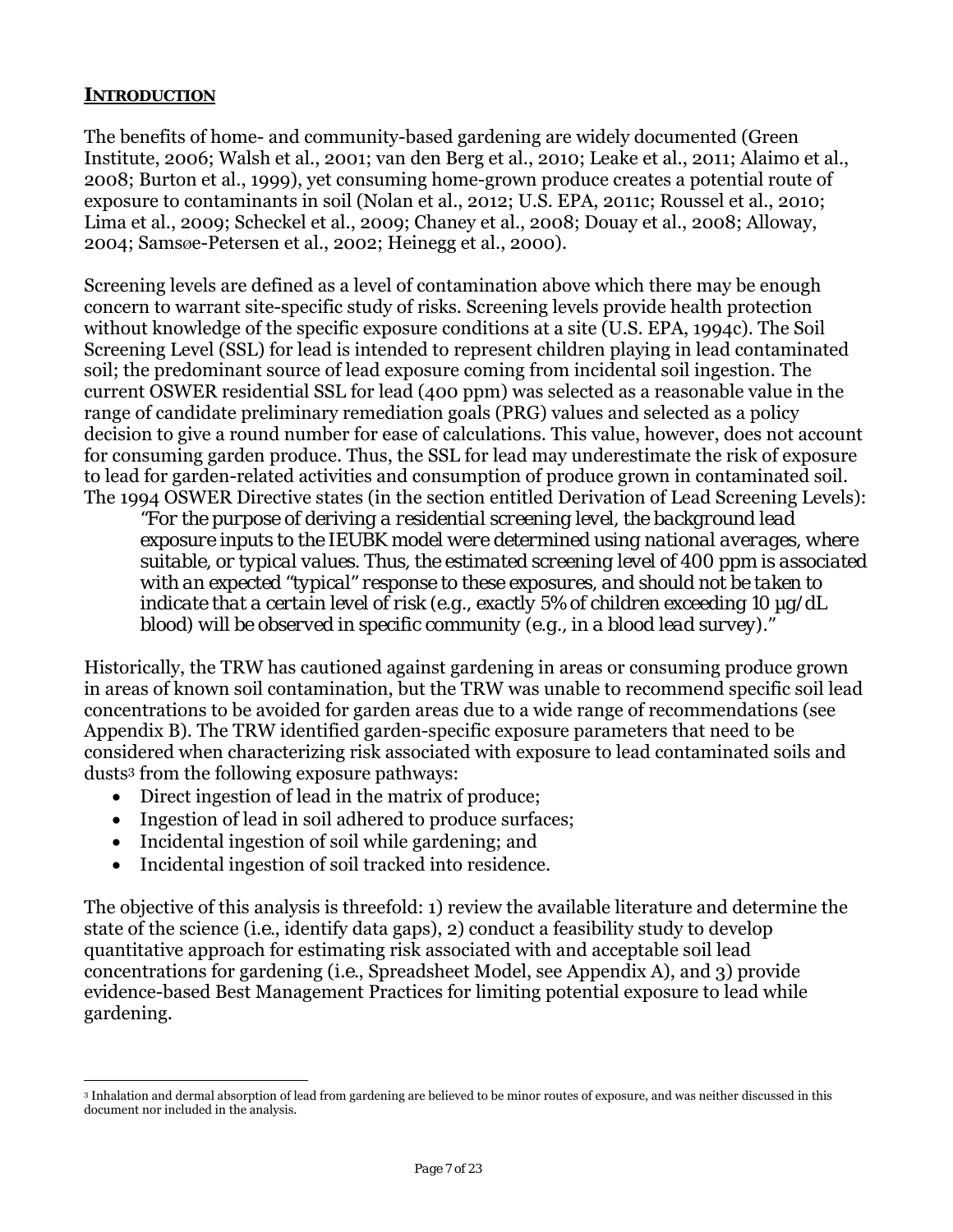## INTRODUCTION

The benefits of home- and community-based gardening are widely documented (Green Institute, 2006; Walsh et al., 2001; van den Berg et al., 2010; Leake et al., 2011; Alaimo et al., 2008; Burton et al., 1999), yet consuming home-grown produce creates a potential route of exposure to contaminants in soil (Nolan et al., 2012; U.S. EPA, 2011c; Roussel et al., 2010; Lima et al., 2009; Scheckel et al., 2009; Chaney et al., 2008; Douay et al., 2008; Alloway, 2004; Samsøe-Petersen et al., 2002; Heinegg et al., 2000).

Screening levels are defined as a level of contamination above which there may be enough concern to warrant site-specific study of risks. Screening levels provide health protection without knowledge of the specific exposure conditions at a site (U.S. EPA, 1994c). The Soil Screening Level (SSL) for lead is intended to represent children playing in lead contaminated soil; the predominant source of lead exposure coming from incidental soil ingestion. The current OSWER residential SSL for lead (400 ppm) was selected as a reasonable value in the range of candidate preliminary remediation goals (PRG) values and selected as a policy decision to give a round number for ease of calculations. This value, however, does not account for consuming garden produce. Thus, the SSL for lead may underestimate the risk of exposure to lead for garden-related activities and consumption of produce grown in contaminated soil. The 1994 OSWER Directive states (in the section entitled Derivation of Lead Screening Levels):

> *"For the purpose of deriving a residential screening level, the background lead exposure inputs to the IEUBK model were determined using national averages, where suitable, or typical values. Thus, the estimated screening level of 400 ppm is associated with an expected "typical" response to these exposures, and should not be taken to indicate that a certain level of risk (e.g., exactly 5% of children exceeding 10 µg/dL blood) will be observed in specific community (e.g., in a blood lead survey)."*

Historically, the TRW has cautioned against gardening in areas or consuming produce grown in areas of known soil contamination, but the TRW was unable to recommend specific soil lead concentrations to be avoided for garden areas due to a wide range of recommendations (see Appendix B). The TRW identified garden-specific exposure parameters that need to be considered when characterizing risk associated with exposure to lead contaminated soils and dusts[3] from the following exposure pathways:

- Direct ingestion of lead in the matrix of produce;
- Ingestion of lead in soil adhered to produce surfaces;
- Incidental ingestion of soil while gardening; and
- Incidental ingestion of soil tracked into residence.

The objective of this analysis is threefold: 1) review the available literature and determine the state of the science (i.e., identify data gaps), 2) conduct a feasibility study to develop quantitative approach for estimating risk associated with and acceptable soil lead concentrations for gardening (i.e., Spreadsheet Model, see Appendix A), and 3) provide evidence-based Best Management Practices for limiting potential exposure to lead while gardening.

[3] Inhalation and dermal absorption of lead from gardening are believed to be minor routes of exposure, and was neither discussed in this document nor included in the analysis.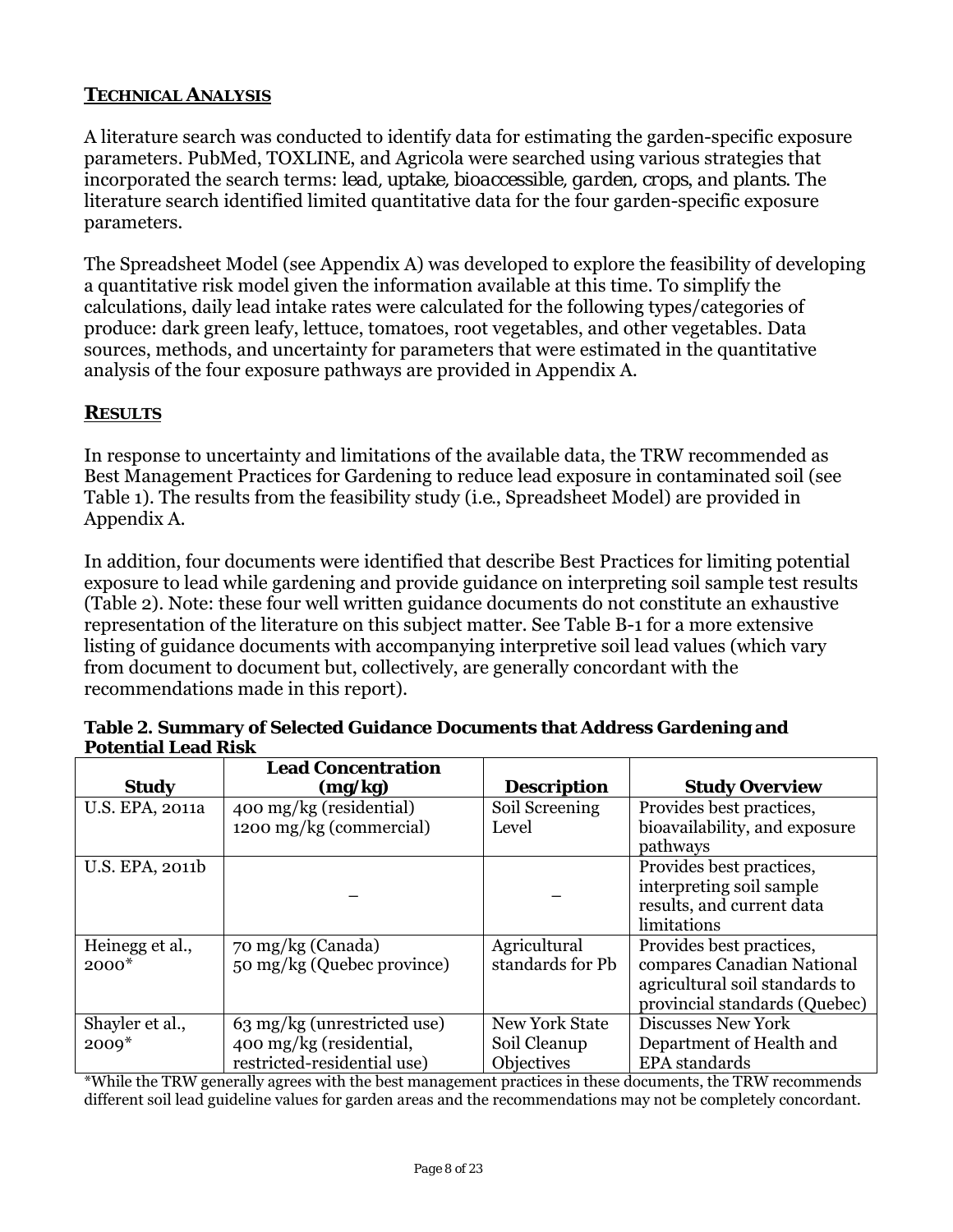## TECHNICAL ANALYSIS

A literature search was conducted to identify data for estimating the garden-specific exposure parameters. PubMed, TOXLINE, and Agricola were searched using various strategies that incorporated the search terms: *lead, uptake, bioaccessible, garden, crops*, and *plants*. The literature search identified limited quantitative data for the four garden-specific exposure parameters.

The Spreadsheet Model (see Appendix A) was developed to explore the feasibility of developing a quantitative risk model given the information available at this time. To simplify the calculations, daily lead intake rates were calculated for the following types/categories of produce: dark green leafy, lettuce, tomatoes, root vegetables, and other vegetables. Data sources, methods, and uncertainty for parameters that were estimated in the quantitative analysis of the four exposure pathways are provided in Appendix A.

## RESULTS

In response to uncertainty and limitations of the available data, the TRW recommended as Best Management Practices for Gardening to reduce lead exposure in contaminated soil (see Table 1). The results from the feasibility study (i.e., Spreadsheet Model) are provided in Appendix A.

In addition, four documents were identified that describe Best Practices for limiting potential exposure to lead while gardening and provide guidance on interpreting soil sample test results (Table 2). Note: these four well written guidance documents do not constitute an exhaustive representation of the literature on this subject matter. See Table B-1 for a more extensive listing of guidance documents with accompanying interpretive soil lead values (which vary from document to document but, collectively, are generally concordant with the recommendations made in this report).

**Table 2. Summary of Selected Guidance Documents that Address Gardening and Potential Lead Risk**

| Study | Lead Concentration (mg/kg) | Description | Study Overview |
|---|---|---|---|
| U.S. EPA, 2011a | 400 mg/kg (residential)<br>1200 mg/kg (commercial) | Soil Screening Level | Provides best practices, bioavailability, and exposure pathways |
| U.S. EPA, 2011b | – | – | Provides best practices, interpreting soil sample results, and current data limitations |
| Heinegg et al., 2000* | 70 mg/kg (Canada)<br>50 mg/kg (Quebec province) | Agricultural standards for Pb | Provides best practices, compares Canadian National agricultural soil standards to provincial standards (Quebec) |
| Shayler et al., 2009* | 63 mg/kg (unrestricted use)<br>400 mg/kg (residential, restricted-residential use) | New York State Soil Cleanup Objectives | Discusses New York Department of Health and EPA standards |

*While the TRW generally agrees with the best management practices in these documents, the TRW recommends different soil lead guideline values for garden areas and the recommendations may not be completely concordant.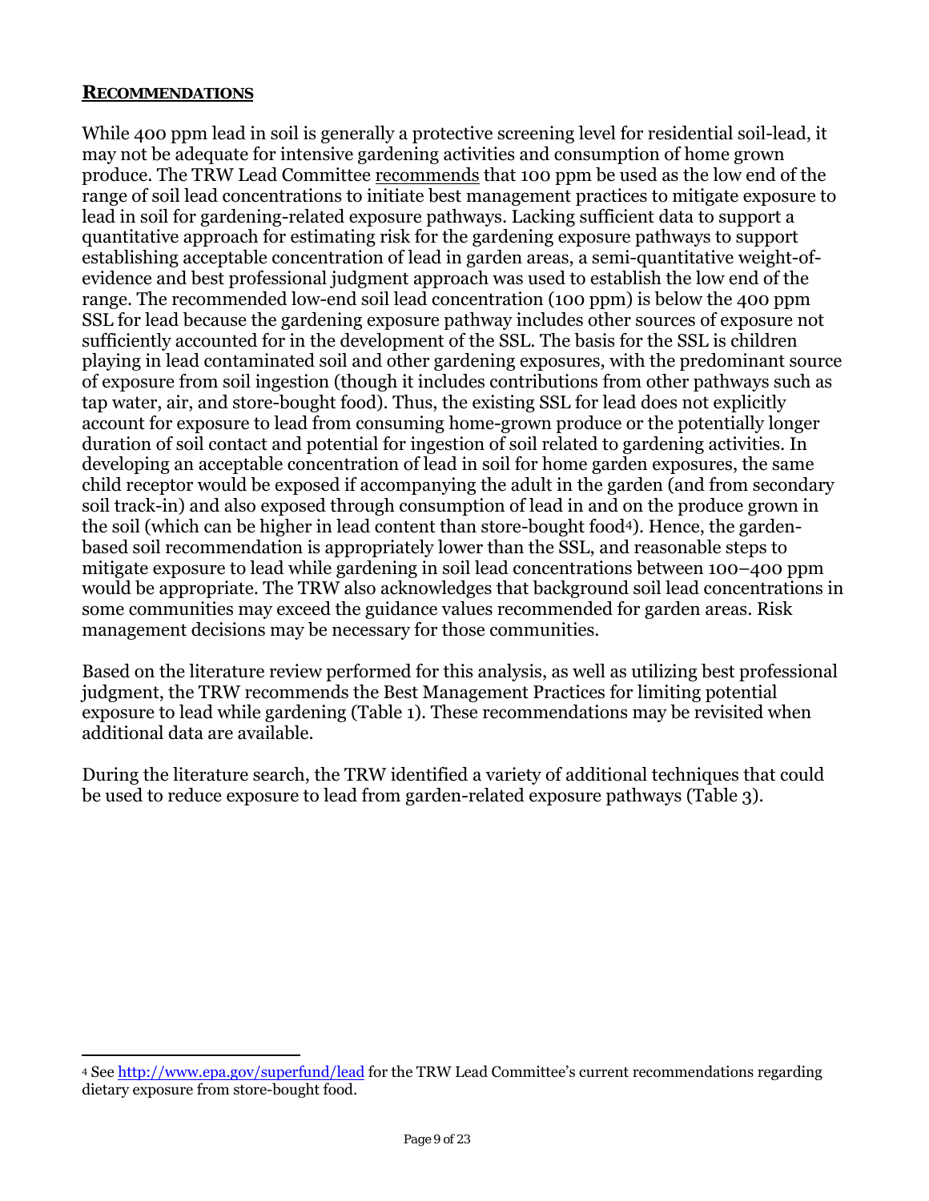## RECOMMENDATIONS

While 400 ppm lead in soil is generally a protective screening level for residential soil-lead, it may not be adequate for intensive gardening activities and consumption of home grown produce. The TRW Lead Committee recommends that 100 ppm be used as the low end of the range of soil lead concentrations to initiate best management practices to mitigate exposure to lead in soil for gardening-related exposure pathways. Lacking sufficient data to support a quantitative approach for estimating risk for the gardening exposure pathways to support establishing acceptable concentration of lead in garden areas, a semi-quantitative weight-of-evidence and best professional judgment approach was used to establish the low end of the range. The recommended low-end soil lead concentration (100 ppm) is below the 400 ppm SSL for lead because the gardening exposure pathway includes other sources of exposure not sufficiently accounted for in the development of the SSL. The basis for the SSL is children playing in lead contaminated soil and other gardening exposures, with the predominant source of exposure from soil ingestion (though it includes contributions from other pathways such as tap water, air, and store-bought food). Thus, the existing SSL for lead does not explicitly account for exposure to lead from consuming home-grown produce or the potentially longer duration of soil contact and potential for ingestion of soil related to gardening activities. In developing an acceptable concentration of lead in soil for home garden exposures, the same child receptor would be exposed if accompanying the adult in the garden (and from secondary soil track-in) and also exposed through consumption of lead in and on the produce grown in the soil (which can be higher in lead content than store-bought food[4]). Hence, the garden-based soil recommendation is appropriately lower than the SSL, and reasonable steps to mitigate exposure to lead while gardening in soil lead concentrations between 100–400 ppm would be appropriate. The TRW also acknowledges that background soil lead concentrations in some communities may exceed the guidance values recommended for garden areas. Risk management decisions may be necessary for those communities.

Based on the literature review performed for this analysis, as well as utilizing best professional judgment, the TRW recommends the Best Management Practices for limiting potential exposure to lead while gardening (Table 1). These recommendations may be revisited when additional data are available.

During the literature search, the TRW identified a variety of additional techniques that could be used to reduce exposure to lead from garden-related exposure pathways (Table 3).

---

[4] See http://www.epa.gov/superfund/lead for the TRW Lead Committee's current recommendations regarding dietary exposure from store-bought food.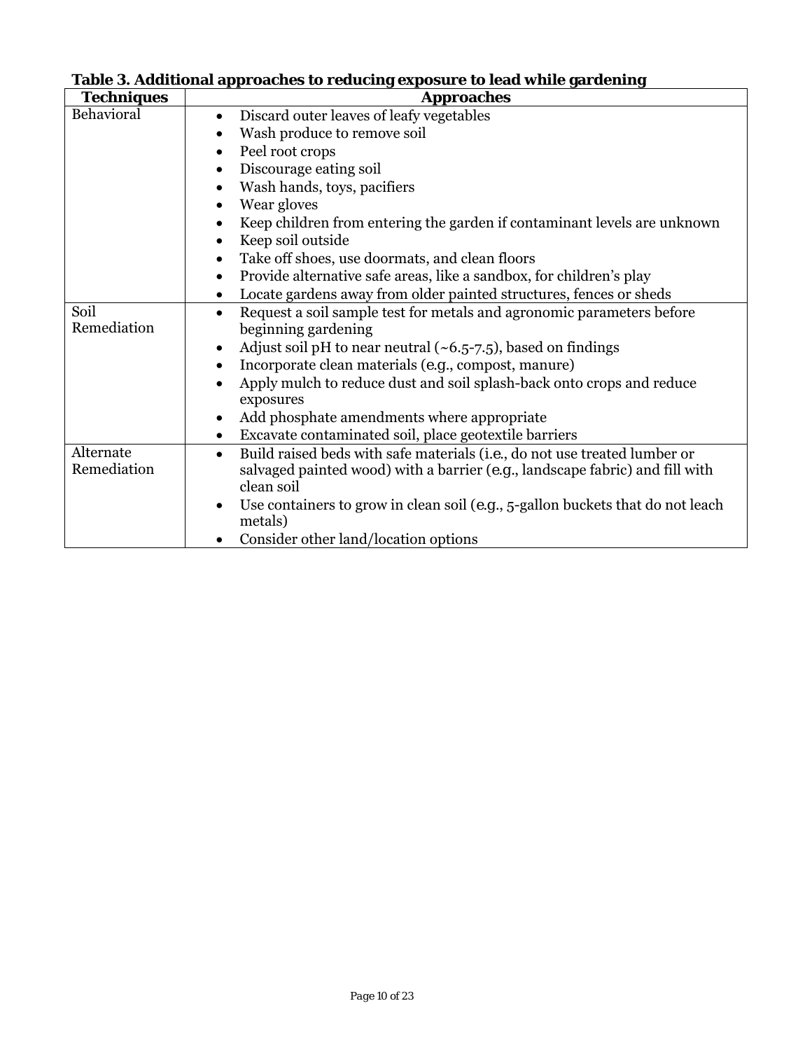**Table 3. Additional approaches to reducing exposure to lead while gardening**

| Techniques | Approaches |
|---|---|
| Behavioral | • Discard outer leaves of leafy vegetables<br>• Wash produce to remove soil<br>• Peel root crops<br>• Discourage eating soil<br>• Wash hands, toys, pacifiers<br>• Wear gloves<br>• Keep children from entering the garden if contaminant levels are unknown<br>• Keep soil outside<br>• Take off shoes, use doormats, and clean floors<br>• Provide alternative safe areas, like a sandbox, for children's play<br>• Locate gardens away from older painted structures, fences or sheds |
| Soil Remediation | • Request a soil sample test for metals and agronomic parameters before beginning gardening<br>• Adjust soil pH to near neutral (~6.5-7.5), based on findings<br>• Incorporate clean materials (e.g., compost, manure)<br>• Apply mulch to reduce dust and soil splash-back onto crops and reduce exposures<br>• Add phosphate amendments where appropriate<br>• Excavate contaminated soil, place geotextile barriers |
| Alternate Remediation | • Build raised beds with safe materials (i.e., do not use treated lumber or salvaged painted wood) with a barrier (e.g., landscape fabric) and fill with clean soil<br>• Use containers to grow in clean soil (e.g., 5-gallon buckets that do not leach metals)<br>• Consider other land/location options |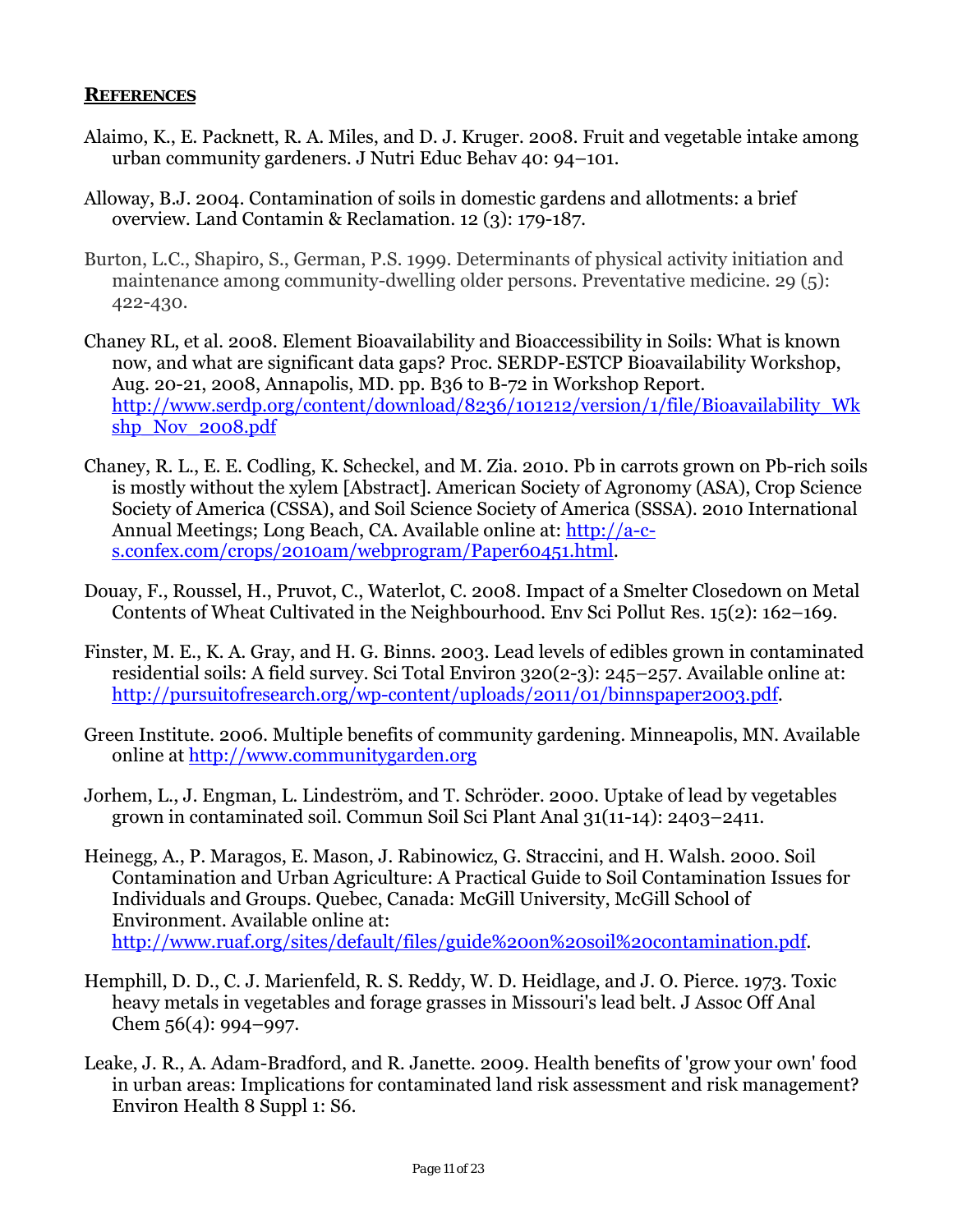## REFERENCES

Alaimo, K., E. Packnett, R. A. Miles, and D. J. Kruger. 2008. Fruit and vegetable intake among urban community gardeners. J Nutri Educ Behav 40: 94–101.

Alloway, B.J. 2004. Contamination of soils in domestic gardens and allotments: a brief overview. Land Contamin & Reclamation. 12 (3): 179-187.

Burton, L.C., Shapiro, S., German, P.S. 1999. Determinants of physical activity initiation and maintenance among community-dwelling older persons. Preventative medicine. 29 (5): 422-430.

Chaney RL, et al. 2008. Element Bioavailability and Bioaccessibility in Soils: What is known now, and what are significant data gaps? Proc. SERDP-ESTCP Bioavailability Workshop, Aug. 20-21, 2008, Annapolis, MD. pp. B36 to B-72 in Workshop Report. http://www.serdp.org/content/download/8236/101212/version/1/file/Bioavailability_Wkshp_Nov_2008.pdf

Chaney, R. L., E. E. Codling, K. Scheckel, and M. Zia. 2010. Pb in carrots grown on Pb-rich soils is mostly without the xylem [Abstract]. American Society of Agronomy (ASA), Crop Science Society of America (CSSA), and Soil Science Society of America (SSSA). 2010 International Annual Meetings; Long Beach, CA. Available online at: http://a-c-s.confex.com/crops/2010am/webprogram/Paper60451.html.

Douay, F., Roussel, H., Pruvot, C., Waterlot, C. 2008. Impact of a Smelter Closedown on Metal Contents of Wheat Cultivated in the Neighbourhood. Env Sci Pollut Res. 15(2): 162–169.

Finster, M. E., K. A. Gray, and H. G. Binns. 2003. Lead levels of edibles grown in contaminated residential soils: A field survey. Sci Total Environ 320(2-3): 245–257. Available online at: http://pursuitofresearch.org/wp-content/uploads/2011/01/binnspaper2003.pdf.

Green Institute. 2006. Multiple benefits of community gardening. Minneapolis, MN. Available online at http://www.communitygarden.org

Jorhem, L., J. Engman, L. Lindeström, and T. Schröder. 2000. Uptake of lead by vegetables grown in contaminated soil. Commun Soil Sci Plant Anal 31(11-14): 2403–2411.

Heinegg, A., P. Maragos, E. Mason, J. Rabinowicz, G. Straccini, and H. Walsh. 2000. Soil Contamination and Urban Agriculture: A Practical Guide to Soil Contamination Issues for Individuals and Groups. Quebec, Canada: McGill University, McGill School of Environment. Available online at: http://www.ruaf.org/sites/default/files/guide%20on%20soil%20contamination.pdf.

Hemphill, D. D., C. J. Marienfeld, R. S. Reddy, W. D. Heidlage, and J. O. Pierce. 1973. Toxic heavy metals in vegetables and forage grasses in Missouri's lead belt. J Assoc Off Anal Chem 56(4): 994–997.

Leake, J. R., A. Adam-Bradford, and R. Janette. 2009. Health benefits of 'grow your own' food in urban areas: Implications for contaminated land risk assessment and risk management? Environ Health 8 Suppl 1: S6.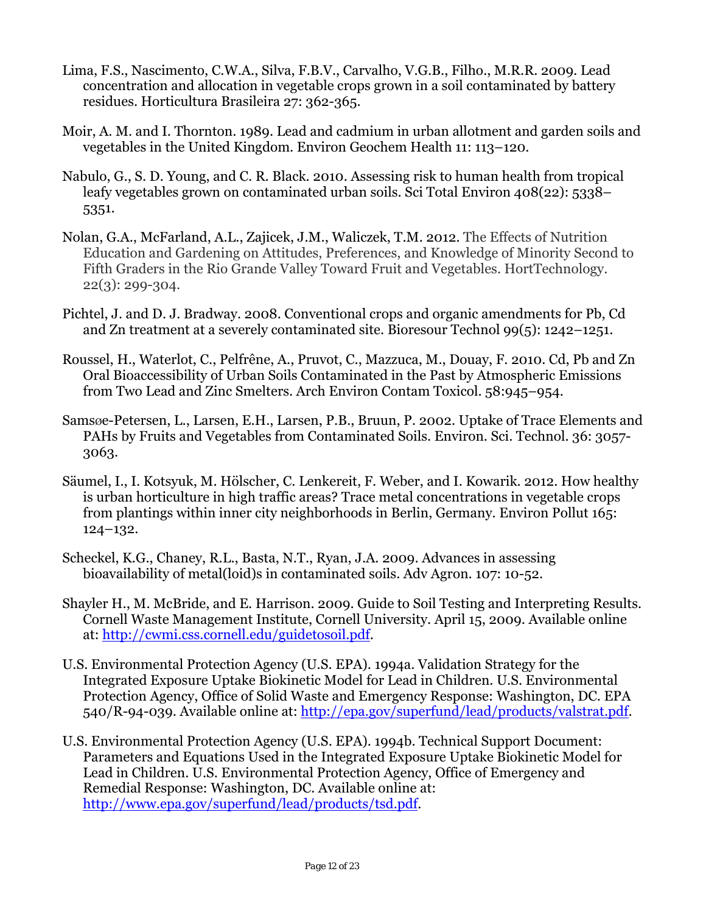Lima, F.S., Nascimento, C.W.A., Silva, F.B.V., Carvalho, V.G.B., Filho., M.R.R. 2009. Lead concentration and allocation in vegetable crops grown in a soil contaminated by battery residues. Horticultura Brasileira 27: 362-365.

Moir, A. M. and I. Thornton. 1989. Lead and cadmium in urban allotment and garden soils and vegetables in the United Kingdom. Environ Geochem Health 11: 113–120.

Nabulo, G., S. D. Young, and C. R. Black. 2010. Assessing risk to human health from tropical leafy vegetables grown on contaminated urban soils. Sci Total Environ 408(22): 5338–5351.

Nolan, G.A., McFarland, A.L., Zajicek, J.M., Waliczek, T.M. 2012. The Effects of Nutrition Education and Gardening on Attitudes, Preferences, and Knowledge of Minority Second to Fifth Graders in the Rio Grande Valley Toward Fruit and Vegetables. HortTechnology. 22(3): 299-304.

Pichtel, J. and D. J. Bradway. 2008. Conventional crops and organic amendments for Pb, Cd and Zn treatment at a severely contaminated site. Bioresour Technol 99(5): 1242–1251.

Roussel, H., Waterlot, C., Pelfrêne, A., Pruvot, C., Mazzuca, M., Douay, F. 2010. Cd, Pb and Zn Oral Bioaccessibility of Urban Soils Contaminated in the Past by Atmospheric Emissions from Two Lead and Zinc Smelters. Arch Environ Contam Toxicol. 58:945–954.

Samsøe-Petersen, L., Larsen, E.H., Larsen, P.B., Bruun, P. 2002. Uptake of Trace Elements and PAHs by Fruits and Vegetables from Contaminated Soils. Environ. Sci. Technol. 36: 3057-3063.

Säumel, I., I. Kotsyuk, M. Hölscher, C. Lenkereit, F. Weber, and I. Kowarik. 2012. How healthy is urban horticulture in high traffic areas? Trace metal concentrations in vegetable crops from plantings within inner city neighborhoods in Berlin, Germany. Environ Pollut 165: 124–132.

Scheckel, K.G., Chaney, R.L., Basta, N.T., Ryan, J.A. 2009. Advances in assessing bioavailability of metal(loid)s in contaminated soils. Adv Agron. 107: 10-52.

Shayler H., M. McBride, and E. Harrison. 2009. Guide to Soil Testing and Interpreting Results. Cornell Waste Management Institute, Cornell University. April 15, 2009. Available online at: http://cwmi.css.cornell.edu/guidetosoil.pdf.

U.S. Environmental Protection Agency (U.S. EPA). 1994a. Validation Strategy for the Integrated Exposure Uptake Biokinetic Model for Lead in Children. U.S. Environmental Protection Agency, Office of Solid Waste and Emergency Response: Washington, DC. EPA 540/R-94-039. Available online at: http://epa.gov/superfund/lead/products/valstrat.pdf.

U.S. Environmental Protection Agency (U.S. EPA). 1994b. Technical Support Document: Parameters and Equations Used in the Integrated Exposure Uptake Biokinetic Model for Lead in Children. U.S. Environmental Protection Agency, Office of Emergency and Remedial Response: Washington, DC. Available online at: http://www.epa.gov/superfund/lead/products/tsd.pdf.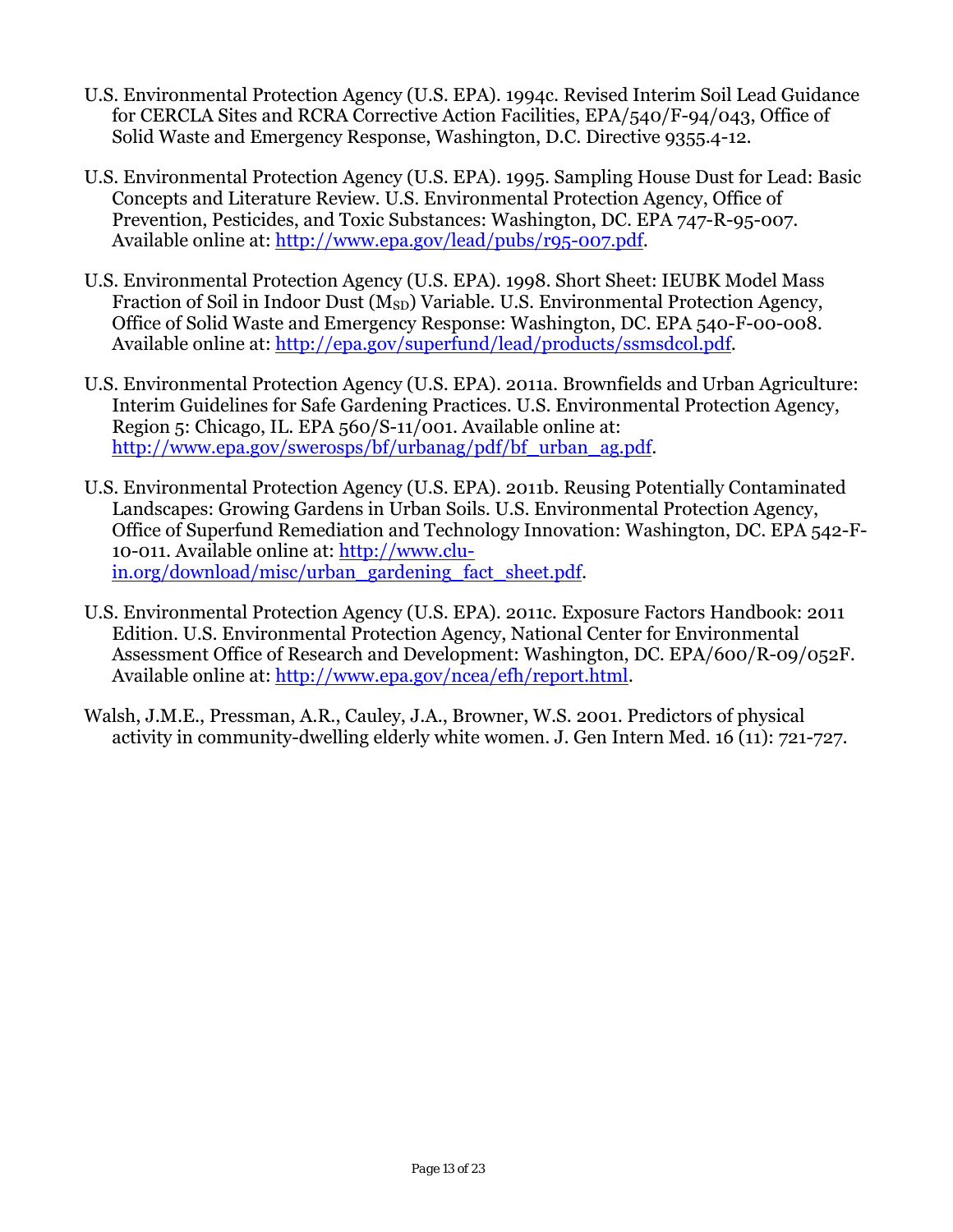U.S. Environmental Protection Agency (U.S. EPA). 1994c. Revised Interim Soil Lead Guidance for CERCLA Sites and RCRA Corrective Action Facilities, EPA/540/F-94/043, Office of Solid Waste and Emergency Response, Washington, D.C. Directive 9355.4-12.

U.S. Environmental Protection Agency (U.S. EPA). 1995. Sampling House Dust for Lead: Basic Concepts and Literature Review. U.S. Environmental Protection Agency, Office of Prevention, Pesticides, and Toxic Substances: Washington, DC. EPA 747-R-95-007. Available online at: http://www.epa.gov/lead/pubs/r95-007.pdf.

U.S. Environmental Protection Agency (U.S. EPA). 1998. Short Sheet: IEUBK Model Mass Fraction of Soil in Indoor Dust ($M_{SD}$) Variable. U.S. Environmental Protection Agency, Office of Solid Waste and Emergency Response: Washington, DC. EPA 540-F-00-008. Available online at: http://epa.gov/superfund/lead/products/ssmsdcol.pdf.

U.S. Environmental Protection Agency (U.S. EPA). 2011a. Brownfields and Urban Agriculture: Interim Guidelines for Safe Gardening Practices. U.S. Environmental Protection Agency, Region 5: Chicago, IL. EPA 560/S-11/001. Available online at: http://www.epa.gov/swerosps/bf/urbanag/pdf/bf_urban_ag.pdf.

U.S. Environmental Protection Agency (U.S. EPA). 2011b. Reusing Potentially Contaminated Landscapes: Growing Gardens in Urban Soils. U.S. Environmental Protection Agency, Office of Superfund Remediation and Technology Innovation: Washington, DC. EPA 542-F-10-011. Available online at: http://www.clu-in.org/download/misc/urban_gardening_fact_sheet.pdf.

U.S. Environmental Protection Agency (U.S. EPA). 2011c. Exposure Factors Handbook: 2011 Edition. U.S. Environmental Protection Agency, National Center for Environmental Assessment Office of Research and Development: Washington, DC. EPA/600/R-09/052F. Available online at: http://www.epa.gov/ncea/efh/report.html.

Walsh, J.M.E., Pressman, A.R., Cauley, J.A., Browner, W.S. 2001. Predictors of physical activity in community-dwelling elderly white women. J. Gen Intern Med. 16 (11): 721-727.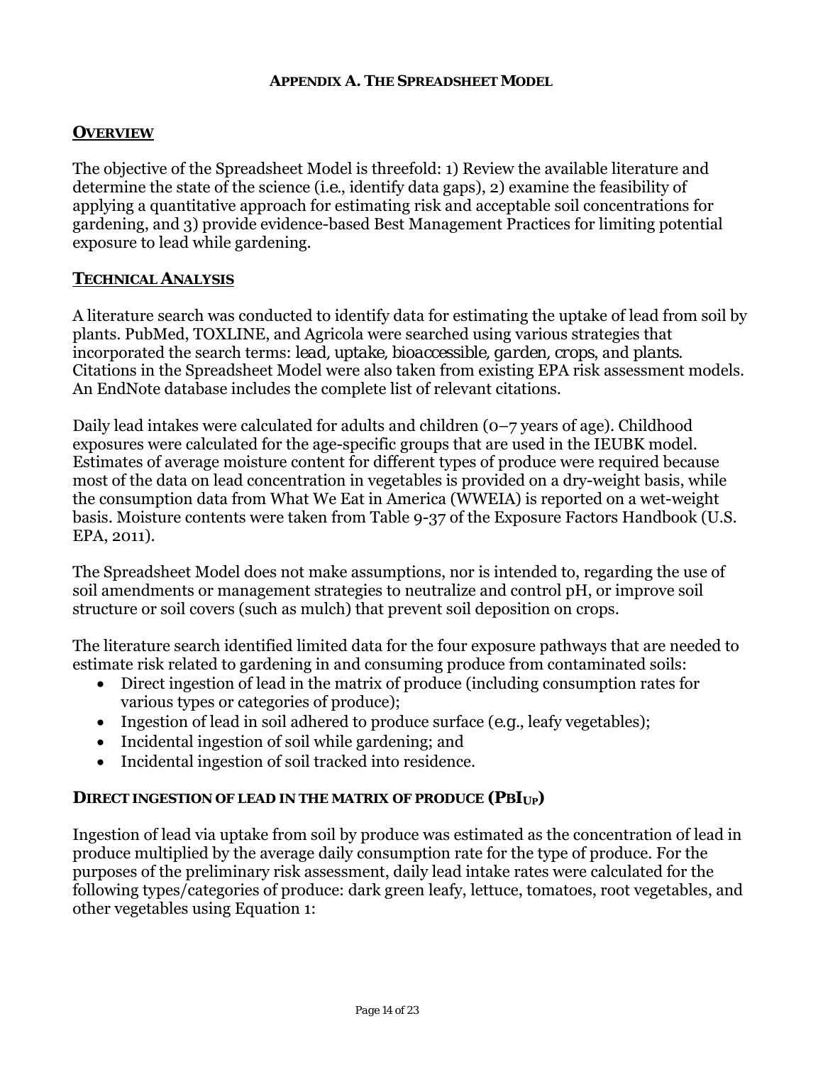## APPENDIX A. THE SPREADSHEET MODEL

### OVERVIEW

The objective of the Spreadsheet Model is threefold: 1) Review the available literature and determine the state of the science (*i.e.*, identify data gaps), 2) examine the feasibility of applying a quantitative approach for estimating risk and acceptable soil concentrations for gardening, and 3) provide evidence-based Best Management Practices for limiting potential exposure to lead while gardening.

### TECHNICAL ANALYSIS

A literature search was conducted to identify data for estimating the uptake of lead from soil by plants. PubMed, TOXLINE, and Agricola were searched using various strategies that incorporated the search terms: *lead, uptake, bioaccessible, garden, crops*, and *plants*. Citations in the Spreadsheet Model were also taken from existing EPA risk assessment models. An EndNote database includes the complete list of relevant citations.

Daily lead intakes were calculated for adults and children (0–7 years of age). Childhood exposures were calculated for the age-specific groups that are used in the IEUBK model. Estimates of average moisture content for different types of produce were required because most of the data on lead concentration in vegetables is provided on a dry-weight basis, while the consumption data from What We Eat in America (WWEIA) is reported on a wet-weight basis. Moisture contents were taken from Table 9-37 of the Exposure Factors Handbook (U.S. EPA, 2011).

The Spreadsheet Model does not make assumptions, nor is intended to, regarding the use of soil amendments or management strategies to neutralize and control pH, or improve soil structure or soil covers (such as mulch) that prevent soil deposition on crops.

The literature search identified limited data for the four exposure pathways that are needed to estimate risk related to gardening in and consuming produce from contaminated soils:

- Direct ingestion of lead in the matrix of produce (including consumption rates for various types or categories of produce);
- Ingestion of lead in soil adhered to produce surface (*e.g.*, leafy vegetables);
- Incidental ingestion of soil while gardening; and
- Incidental ingestion of soil tracked into residence.

### DIRECT INGESTION OF LEAD IN THE MATRIX OF PRODUCE ($PbI_{UP}$)

Ingestion of lead via uptake from soil by produce was estimated as the concentration of lead in produce multiplied by the average daily consumption rate for the type of produce. For the purposes of the preliminary risk assessment, daily lead intake rates were calculated for the following types/categories of produce: dark green leafy, lettuce, tomatoes, root vegetables, and other vegetables using Equation 1: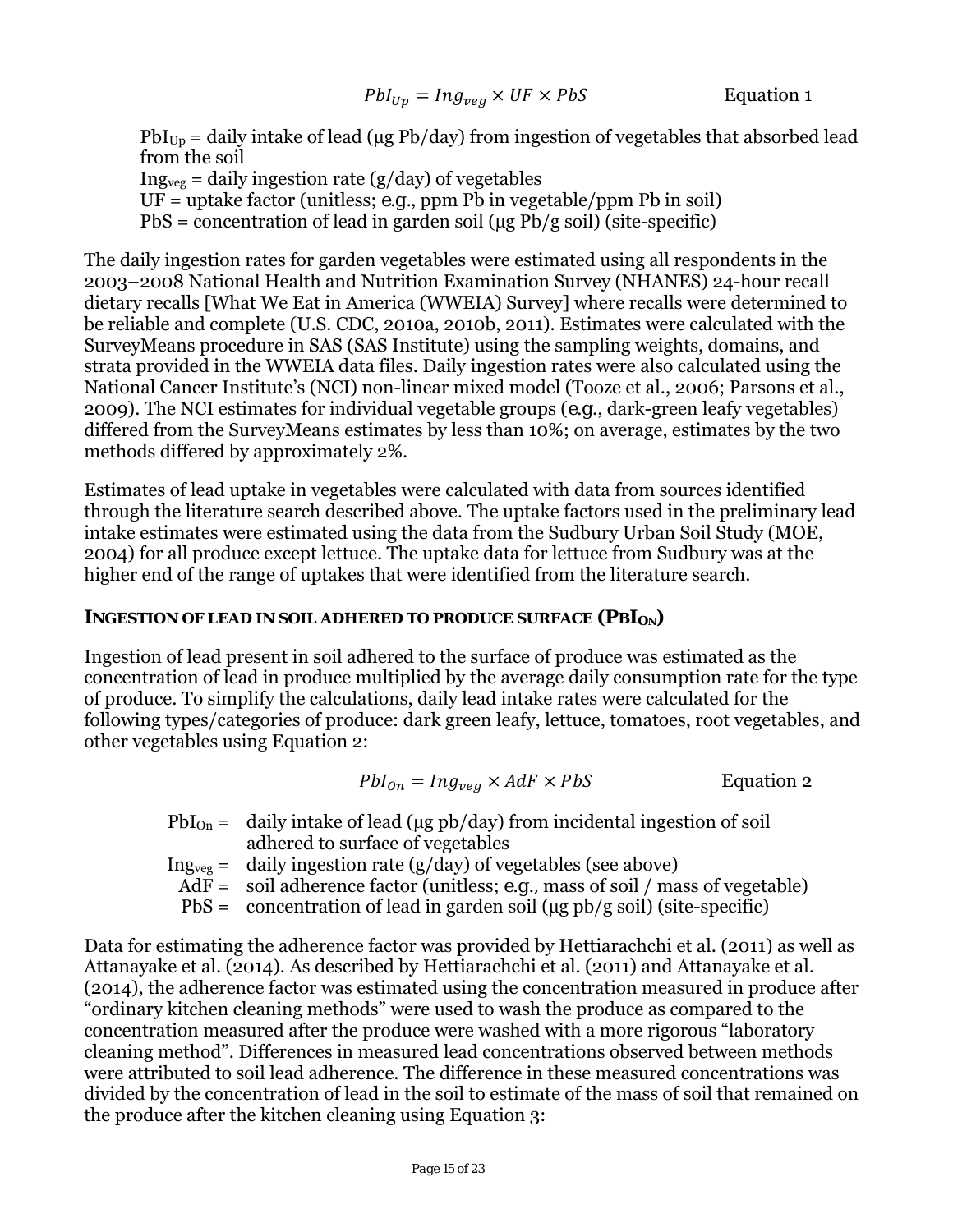$$PbI_{Up} = Ing_{veg} \times UF \times PbS \qquad \text{Equation 1}$$

$PbI_{Up}$ = daily intake of lead (μg Pb/day) from ingestion of vegetables that absorbed lead from the soil
$Ing_{veg}$ = daily ingestion rate (g/day) of vegetables
UF = uptake factor (unitless; e.g., ppm Pb in vegetable/ppm Pb in soil)
PbS = concentration of lead in garden soil (μg Pb/g soil) (site-specific)

The daily ingestion rates for garden vegetables were estimated using all respondents in the 2003–2008 National Health and Nutrition Examination Survey (NHANES) 24-hour recall dietary recalls [What We Eat in America (WWEIA) Survey] where recalls were determined to be reliable and complete (U.S. CDC, 2010a, 2010b, 2011). Estimates were calculated with the SurveyMeans procedure in SAS (SAS Institute) using the sampling weights, domains, and strata provided in the WWEIA data files. Daily ingestion rates were also calculated using the National Cancer Institute's (NCI) non-linear mixed model (Tooze et al., 2006; Parsons et al., 2009). The NCI estimates for individual vegetable groups (e.g., dark-green leafy vegetables) differed from the SurveyMeans estimates by less than 10%; on average, estimates by the two methods differed by approximately 2%.

Estimates of lead uptake in vegetables were calculated with data from sources identified through the literature search described above. The uptake factors used in the preliminary lead intake estimates were estimated using the data from the Sudbury Urban Soil Study (MOE, 2004) for all produce except lettuce. The uptake data for lettuce from Sudbury was at the higher end of the range of uptakes that were identified from the literature search.

### INGESTION OF LEAD IN SOIL ADHERED TO PRODUCE SURFACE ($PbI_{ON}$)

Ingestion of lead present in soil adhered to the surface of produce was estimated as the concentration of lead in produce multiplied by the average daily consumption rate for the type of produce. To simplify the calculations, daily lead intake rates were calculated for the following types/categories of produce: dark green leafy, lettuce, tomatoes, root vegetables, and other vegetables using Equation 2:

$$PbI_{On} = Ing_{veg} \times AdF \times PbS \qquad \text{Equation 2}$$

$PbI_{On}$ = daily intake of lead (μg pb/day) from incidental ingestion of soil adhered to surface of vegetables
$Ing_{veg}$ = daily ingestion rate (g/day) of vegetables (see above)
AdF = soil adherence factor (unitless; e.g., mass of soil / mass of vegetable)
PbS = concentration of lead in garden soil (μg pb/g soil) (site-specific)

Data for estimating the adherence factor was provided by Hettiarachchi et al. (2011) as well as Attanayake et al. (2014). As described by Hettiarachchi et al. (2011) and Attanayake et al. (2014), the adherence factor was estimated using the concentration measured in produce after "ordinary kitchen cleaning methods" were used to wash the produce as compared to the concentration measured after the produce were washed with a more rigorous "laboratory cleaning method". Differences in measured lead concentrations observed between methods were attributed to soil lead adherence. The difference in these measured concentrations was divided by the concentration of lead in the soil to estimate of the mass of soil that remained on the produce after the kitchen cleaning using Equation 3: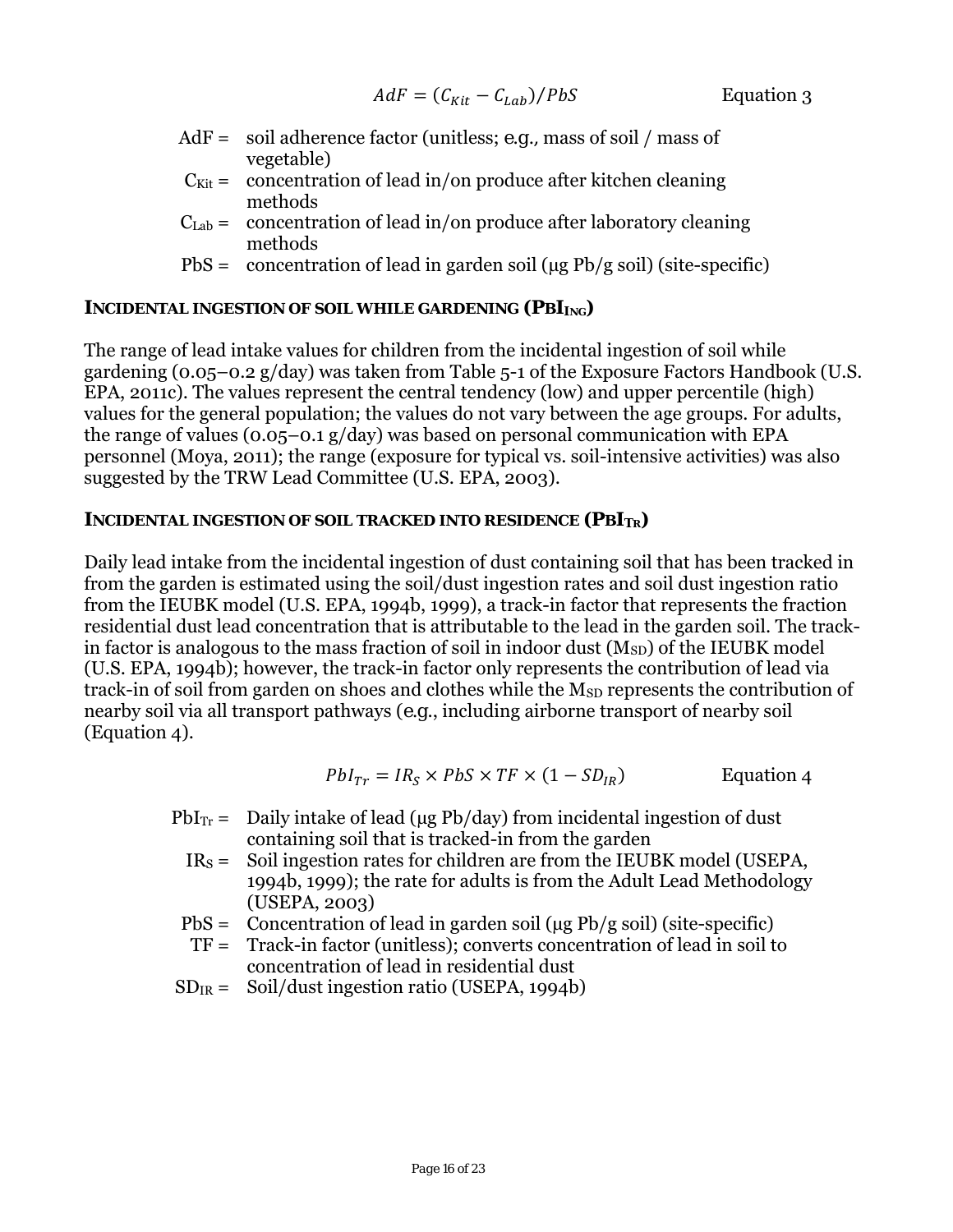$$AdF = (C_{Kit} - C_{Lab})/PbS \qquad \text{Equation 3}$$

AdF = soil adherence factor (unitless; e.g., mass of soil / mass of vegetable)

$C_{Kit}$ = concentration of lead in/on produce after kitchen cleaning methods

$C_{Lab}$ = concentration of lead in/on produce after laboratory cleaning methods

PbS = concentration of lead in garden soil (μg Pb/g soil) (site-specific)

### INCIDENTAL INGESTION OF SOIL WHILE GARDENING ($PBI_{ING}$)

The range of lead intake values for children from the incidental ingestion of soil while gardening (0.05–0.2 g/day) was taken from Table 5-1 of the Exposure Factors Handbook (U.S. EPA, 2011c). The values represent the central tendency (low) and upper percentile (high) values for the general population; the values do not vary between the age groups. For adults, the range of values (0.05–0.1 g/day) was based on personal communication with EPA personnel (Moya, 2011); the range (exposure for typical vs. soil-intensive activities) was also suggested by the TRW Lead Committee (U.S. EPA, 2003).

### INCIDENTAL INGESTION OF SOIL TRACKED INTO RESIDENCE ($PBI_{TR}$)

Daily lead intake from the incidental ingestion of dust containing soil that has been tracked in from the garden is estimated using the soil/dust ingestion rates and soil dust ingestion ratio from the IEUBK model (U.S. EPA, 1994b, 1999), a track-in factor that represents the fraction residential dust lead concentration that is attributable to the lead in the garden soil. The track-in factor is analogous to the mass fraction of soil in indoor dust ($M_{SD}$) of the IEUBK model (U.S. EPA, 1994b); however, the track-in factor only represents the contribution of lead via track-in of soil from garden on shoes and clothes while the $M_{SD}$ represents the contribution of nearby soil via all transport pathways (e.g., including airborne transport of nearby soil (Equation 4).

$$PbI_{Tr} = IR_S \times PbS \times TF \times (1 - SD_{IR}) \qquad \text{Equation 4}$$

$PbI_{Tr}$ = Daily intake of lead (μg Pb/day) from incidental ingestion of dust containing soil that is tracked-in from the garden

$IR_S$ = Soil ingestion rates for children are from the IEUBK model (USEPA, 1994b, 1999); the rate for adults is from the Adult Lead Methodology (USEPA, 2003)

PbS = Concentration of lead in garden soil (μg Pb/g soil) (site-specific)

TF = Track-in factor (unitless); converts concentration of lead in soil to concentration of lead in residential dust

$SD_{IR}$ = Soil/dust ingestion ratio (USEPA, 1994b)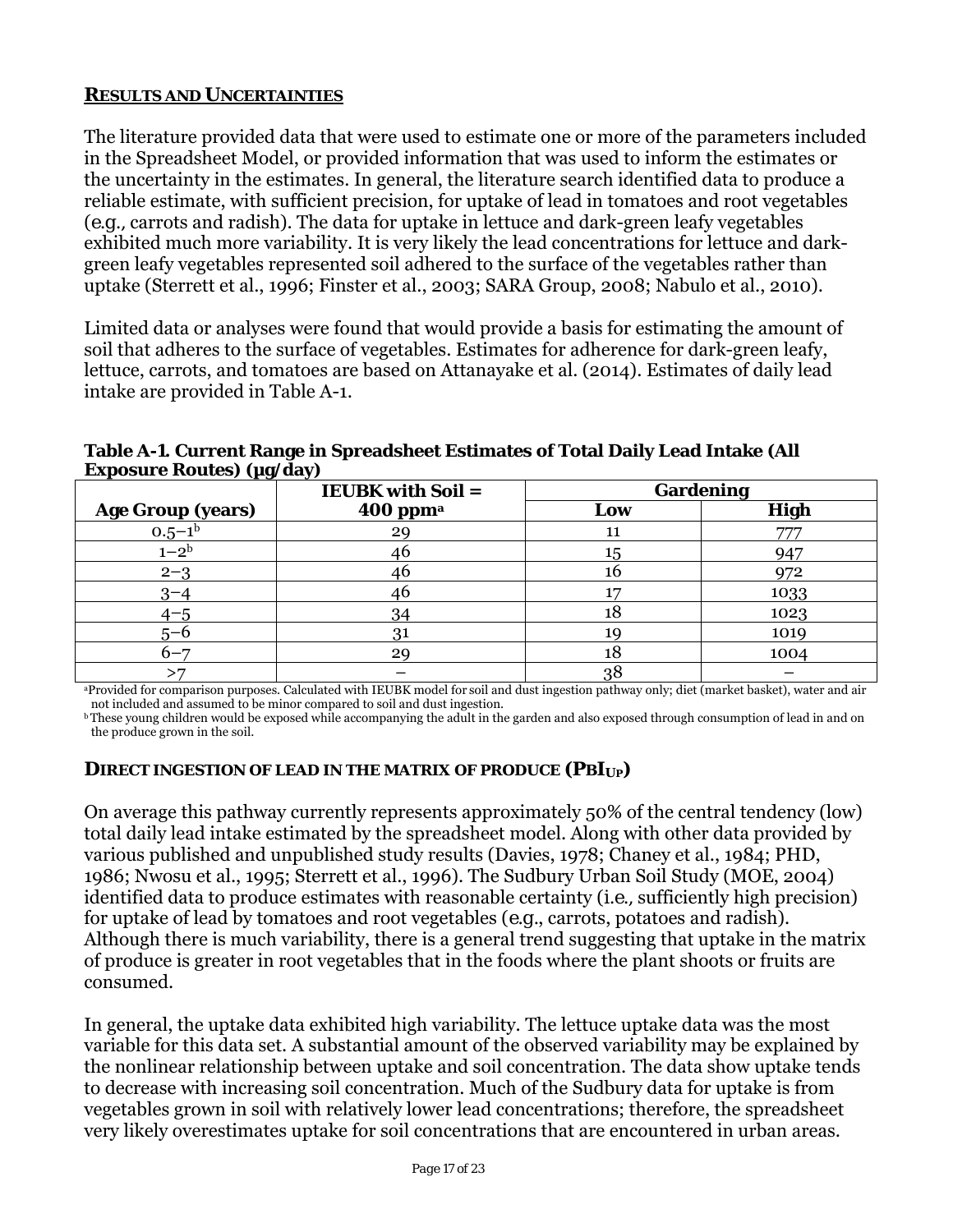## RESULTS AND UNCERTAINTIES

The literature provided data that were used to estimate one or more of the parameters included in the Spreadsheet Model, or provided information that was used to inform the estimates or the uncertainty in the estimates. In general, the literature search identified data to produce a reliable estimate, with sufficient precision, for uptake of lead in tomatoes and root vegetables (*e.g.,* carrots and radish). The data for uptake in lettuce and dark-green leafy vegetables exhibited much more variability. It is very likely the lead concentrations for lettuce and dark-green leafy vegetables represented soil adhered to the surface of the vegetables rather than uptake (Sterrett et al., 1996; Finster et al., 2003; SARA Group, 2008; Nabulo et al., 2010).

Limited data or analyses were found that would provide a basis for estimating the amount of soil that adheres to the surface of vegetables. Estimates for adherence for dark-green leafy, lettuce, carrots, and tomatoes are based on Attanayake et al. (2014). Estimates of daily lead intake are provided in Table A-1.

**Table A-1. Current Range in Spreadsheet Estimates of Total Daily Lead Intake (All Exposure Routes) (µg/day)**

| Age Group (years) | IEUBK with Soil = 400 ppm[a] | Gardening | |
|---|---|---|---|
| | | Low | High |
| 0.5–1[b] | 29 | 11 | 777 |
| 1–2[b] | 46 | 15 | 947 |
| 2–3 | 46 | 16 | 972 |
| 3–4 | 46 | 17 | 1033 |
| 4–5 | 34 | 18 | 1023 |
| 5–6 | 31 | 19 | 1019 |
| 6–7 | 29 | 18 | 1004 |
| >7 | – | 38 | – |

[a]Provided for comparison purposes. Calculated with IEUBK model for soil and dust ingestion pathway only; diet (market basket), water and air not included and assumed to be minor compared to soil and dust ingestion.

[b]These young children would be exposed while accompanying the adult in the garden and also exposed through consumption of lead in and on the produce grown in the soil.

## DIRECT INGESTION OF LEAD IN THE MATRIX OF PRODUCE ($PBI_{UP}$)

On average this pathway currently represents approximately 50% of the central tendency (low) total daily lead intake estimated by the spreadsheet model. Along with other data provided by various published and unpublished study results (Davies, 1978; Chaney et al., 1984; PHD, 1986; Nwosu et al., 1995; Sterrett et al., 1996). The Sudbury Urban Soil Study (MOE, 2004) identified data to produce estimates with reasonable certainty (*i.e.,* sufficiently high precision) for uptake of lead by tomatoes and root vegetables (*e.g.,* carrots, potatoes and radish). Although there is much variability, there is a general trend suggesting that uptake in the matrix of produce is greater in root vegetables that in the foods where the plant shoots or fruits are consumed.

In general, the uptake data exhibited high variability. The lettuce uptake data was the most variable for this data set. A substantial amount of the observed variability may be explained by the nonlinear relationship between uptake and soil concentration. The data show uptake tends to decrease with increasing soil concentration. Much of the Sudbury data for uptake is from vegetables grown in soil with relatively lower lead concentrations; therefore, the spreadsheet very likely overestimates uptake for soil concentrations that are encountered in urban areas.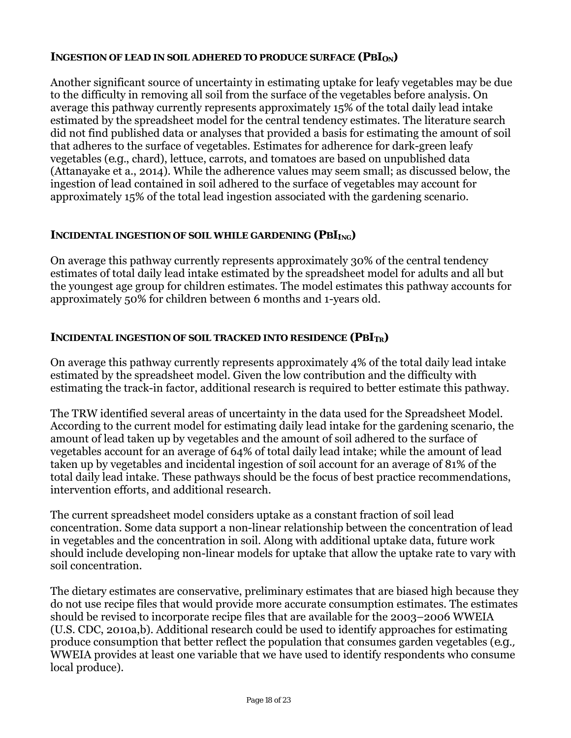### INGESTION OF LEAD IN SOIL ADHERED TO PRODUCE SURFACE ($PBI_{ON}$)

Another significant source of uncertainty in estimating uptake for leafy vegetables may be due to the difficulty in removing all soil from the surface of the vegetables before analysis. On average this pathway currently represents approximately 15% of the total daily lead intake estimated by the spreadsheet model for the central tendency estimates. The literature search did not find published data or analyses that provided a basis for estimating the amount of soil that adheres to the surface of vegetables. Estimates for adherence for dark-green leafy vegetables (e.g., chard), lettuce, carrots, and tomatoes are based on unpublished data (Attanayake et a., 2014). While the adherence values may seem small; as discussed below, the ingestion of lead contained in soil adhered to the surface of vegetables may account for approximately 15% of the total lead ingestion associated with the gardening scenario.

### INCIDENTAL INGESTION OF SOIL WHILE GARDENING ($PBI_{ING}$)

On average this pathway currently represents approximately 30% of the central tendency estimates of total daily lead intake estimated by the spreadsheet model for adults and all but the youngest age group for children estimates. The model estimates this pathway accounts for approximately 50% for children between 6 months and 1-years old.

### INCIDENTAL INGESTION OF SOIL TRACKED INTO RESIDENCE ($PBI_{TR}$)

On average this pathway currently represents approximately 4% of the total daily lead intake estimated by the spreadsheet model. Given the low contribution and the difficulty with estimating the track-in factor, additional research is required to better estimate this pathway.

The TRW identified several areas of uncertainty in the data used for the Spreadsheet Model. According to the current model for estimating daily lead intake for the gardening scenario, the amount of lead taken up by vegetables and the amount of soil adhered to the surface of vegetables account for an average of 64% of total daily lead intake; while the amount of lead taken up by vegetables and incidental ingestion of soil account for an average of 81% of the total daily lead intake. These pathways should be the focus of best practice recommendations, intervention efforts, and additional research.

The current spreadsheet model considers uptake as a constant fraction of soil lead concentration. Some data support a non-linear relationship between the concentration of lead in vegetables and the concentration in soil. Along with additional uptake data, future work should include developing non-linear models for uptake that allow the uptake rate to vary with soil concentration.

The dietary estimates are conservative, preliminary estimates that are biased high because they do not use recipe files that would provide more accurate consumption estimates. The estimates should be revised to incorporate recipe files that are available for the 2003–2006 WWEIA (U.S. CDC, 2010a,b). Additional research could be used to identify approaches for estimating produce consumption that better reflect the population that consumes garden vegetables (e.g., WWEIA provides at least one variable that we have used to identify respondents who consume local produce).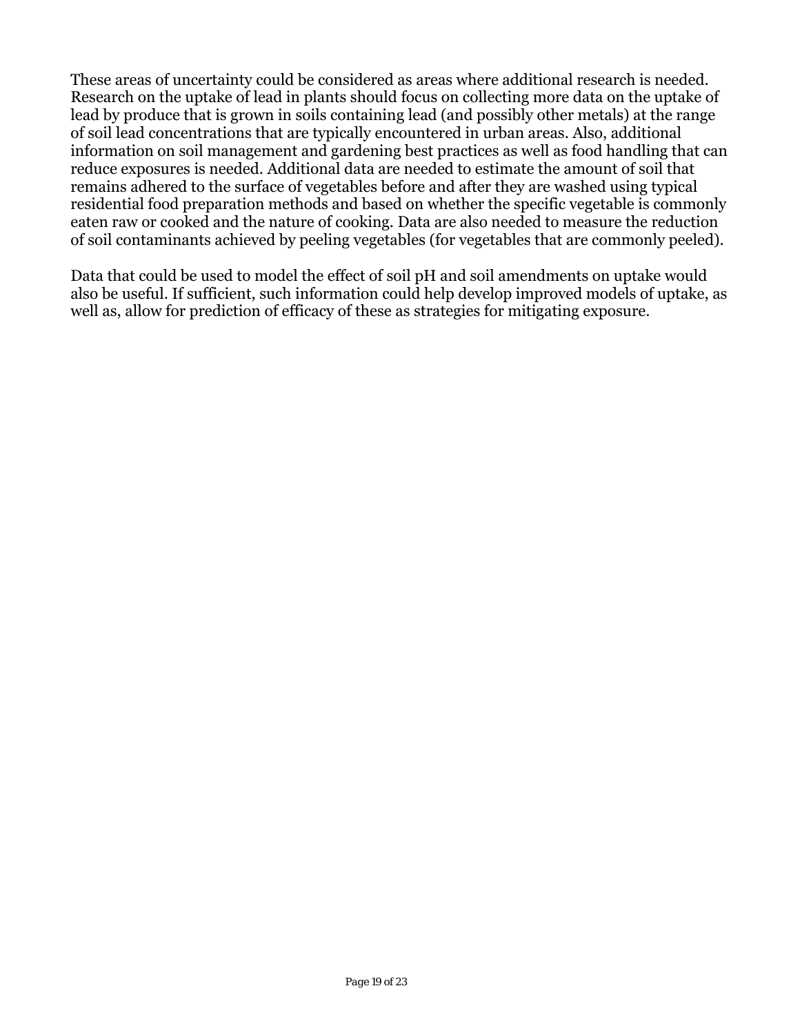These areas of uncertainty could be considered as areas where additional research is needed. Research on the uptake of lead in plants should focus on collecting more data on the uptake of lead by produce that is grown in soils containing lead (and possibly other metals) at the range of soil lead concentrations that are typically encountered in urban areas. Also, additional information on soil management and gardening best practices as well as food handling that can reduce exposures is needed. Additional data are needed to estimate the amount of soil that remains adhered to the surface of vegetables before and after they are washed using typical residential food preparation methods and based on whether the specific vegetable is commonly eaten raw or cooked and the nature of cooking. Data are also needed to measure the reduction of soil contaminants achieved by peeling vegetables (for vegetables that are commonly peeled).

Data that could be used to model the effect of soil pH and soil amendments on uptake would also be useful. If sufficient, such information could help develop improved models of uptake, as well as, allow for prediction of efficacy of these as strategies for mitigating exposure.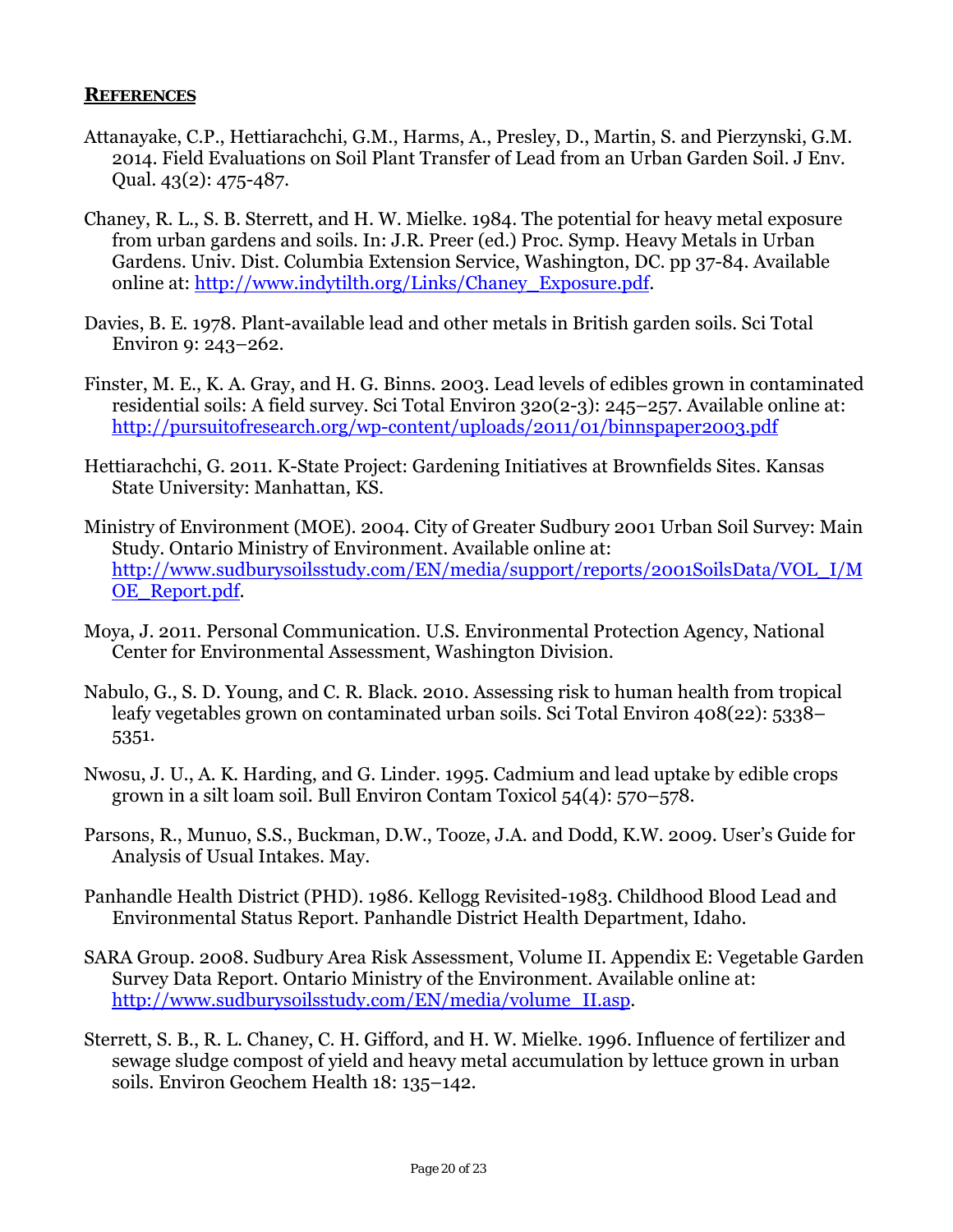## REFERENCES

Attanayake, C.P., Hettiarachchi, G.M., Harms, A., Presley, D., Martin, S. and Pierzynski, G.M. 2014. Field Evaluations on Soil Plant Transfer of Lead from an Urban Garden Soil. J Env. Qual. 43(2): 475-487.

Chaney, R. L., S. B. Sterrett, and H. W. Mielke. 1984. The potential for heavy metal exposure from urban gardens and soils. In: J.R. Preer (ed.) Proc. Symp. Heavy Metals in Urban Gardens. Univ. Dist. Columbia Extension Service, Washington, DC. pp 37-84. Available online at: http://www.indytilth.org/Links/Chaney_Exposure.pdf.

Davies, B. E. 1978. Plant-available lead and other metals in British garden soils. Sci Total Environ 9: 243–262.

Finster, M. E., K. A. Gray, and H. G. Binns. 2003. Lead levels of edibles grown in contaminated residential soils: A field survey. Sci Total Environ 320(2-3): 245–257. Available online at: http://pursuitofresearch.org/wp-content/uploads/2011/01/binnspaper2003.pdf

Hettiarachchi, G. 2011. K-State Project: Gardening Initiatives at Brownfields Sites. Kansas State University: Manhattan, KS.

Ministry of Environment (MOE). 2004. City of Greater Sudbury 2001 Urban Soil Survey: Main Study. Ontario Ministry of Environment. Available online at: http://www.sudburysoilsstudy.com/EN/media/support/reports/2001SoilsData/VOL_I/MOE_Report.pdf.

Moya, J. 2011. Personal Communication. U.S. Environmental Protection Agency, National Center for Environmental Assessment, Washington Division.

Nabulo, G., S. D. Young, and C. R. Black. 2010. Assessing risk to human health from tropical leafy vegetables grown on contaminated urban soils. Sci Total Environ 408(22): 5338–5351.

Nwosu, J. U., A. K. Harding, and G. Linder. 1995. Cadmium and lead uptake by edible crops grown in a silt loam soil. Bull Environ Contam Toxicol 54(4): 570–578.

Parsons, R., Munuo, S.S., Buckman, D.W., Tooze, J.A. and Dodd, K.W. 2009. User's Guide for Analysis of Usual Intakes. May.

Panhandle Health District (PHD). 1986. Kellogg Revisited-1983. Childhood Blood Lead and Environmental Status Report. Panhandle District Health Department, Idaho.

SARA Group. 2008. Sudbury Area Risk Assessment, Volume II. Appendix E: Vegetable Garden Survey Data Report. Ontario Ministry of the Environment. Available online at: http://www.sudburysoilsstudy.com/EN/media/volume_II.asp.

Sterrett, S. B., R. L. Chaney, C. H. Gifford, and H. W. Mielke. 1996. Influence of fertilizer and sewage sludge compost of yield and heavy metal accumulation by lettuce grown in urban soils. Environ Geochem Health 18: 135–142.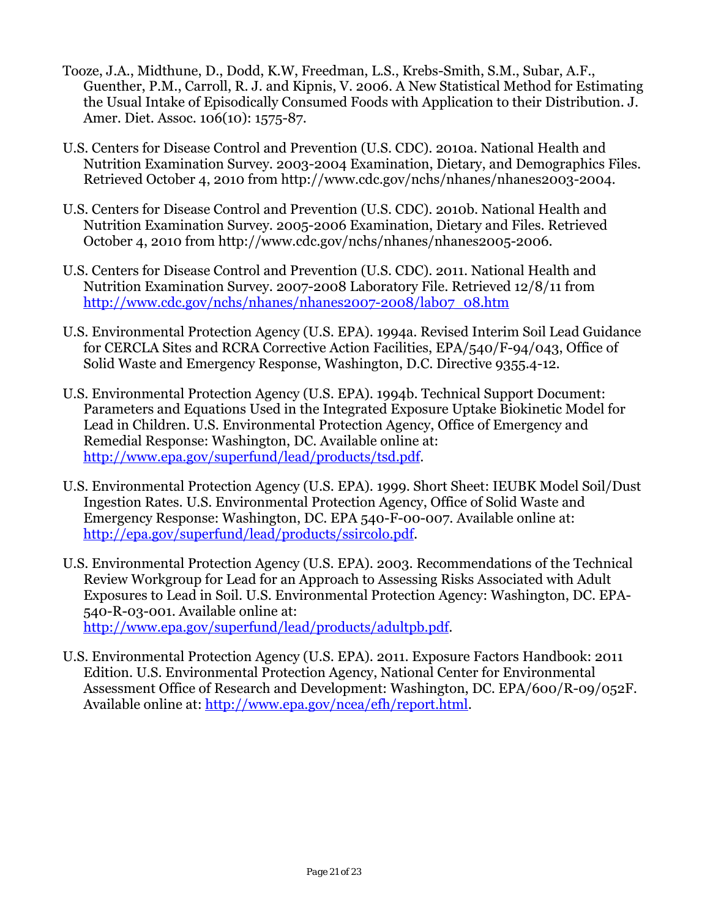Tooze, J.A., Midthune, D., Dodd, K.W, Freedman, L.S., Krebs-Smith, S.M., Subar, A.F., Guenther, P.M., Carroll, R. J. and Kipnis, V. 2006. A New Statistical Method for Estimating the Usual Intake of Episodically Consumed Foods with Application to their Distribution. J. Amer. Diet. Assoc. 106(10): 1575-87.

U.S. Centers for Disease Control and Prevention (U.S. CDC). 2010a. National Health and Nutrition Examination Survey. 2003-2004 Examination, Dietary, and Demographics Files. Retrieved October 4, 2010 from http://www.cdc.gov/nchs/nhanes/nhanes2003-2004.

U.S. Centers for Disease Control and Prevention (U.S. CDC). 2010b. National Health and Nutrition Examination Survey. 2005-2006 Examination, Dietary and Files. Retrieved October 4, 2010 from http://www.cdc.gov/nchs/nhanes/nhanes2005-2006.

U.S. Centers for Disease Control and Prevention (U.S. CDC). 2011. National Health and Nutrition Examination Survey. 2007-2008 Laboratory File. Retrieved 12/8/11 from http://www.cdc.gov/nchs/nhanes/nhanes2007-2008/lab07_08.htm

U.S. Environmental Protection Agency (U.S. EPA). 1994a. Revised Interim Soil Lead Guidance for CERCLA Sites and RCRA Corrective Action Facilities, EPA/540/F-94/043, Office of Solid Waste and Emergency Response, Washington, D.C. Directive 9355.4-12.

U.S. Environmental Protection Agency (U.S. EPA). 1994b. Technical Support Document: Parameters and Equations Used in the Integrated Exposure Uptake Biokinetic Model for Lead in Children. U.S. Environmental Protection Agency, Office of Emergency and Remedial Response: Washington, DC. Available online at: http://www.epa.gov/superfund/lead/products/tsd.pdf.

U.S. Environmental Protection Agency (U.S. EPA). 1999. Short Sheet: IEUBK Model Soil/Dust Ingestion Rates. U.S. Environmental Protection Agency, Office of Solid Waste and Emergency Response: Washington, DC. EPA 540-F-00-007. Available online at: http://epa.gov/superfund/lead/products/ssircolo.pdf.

U.S. Environmental Protection Agency (U.S. EPA). 2003. Recommendations of the Technical Review Workgroup for Lead for an Approach to Assessing Risks Associated with Adult Exposures to Lead in Soil. U.S. Environmental Protection Agency: Washington, DC. EPA-540-R-03-001. Available online at: http://www.epa.gov/superfund/lead/products/adultpb.pdf.

U.S. Environmental Protection Agency (U.S. EPA). 2011. Exposure Factors Handbook: 2011 Edition. U.S. Environmental Protection Agency, National Center for Environmental Assessment Office of Research and Development: Washington, DC. EPA/600/R-09/052F. Available online at: http://www.epa.gov/ncea/efh/report.html.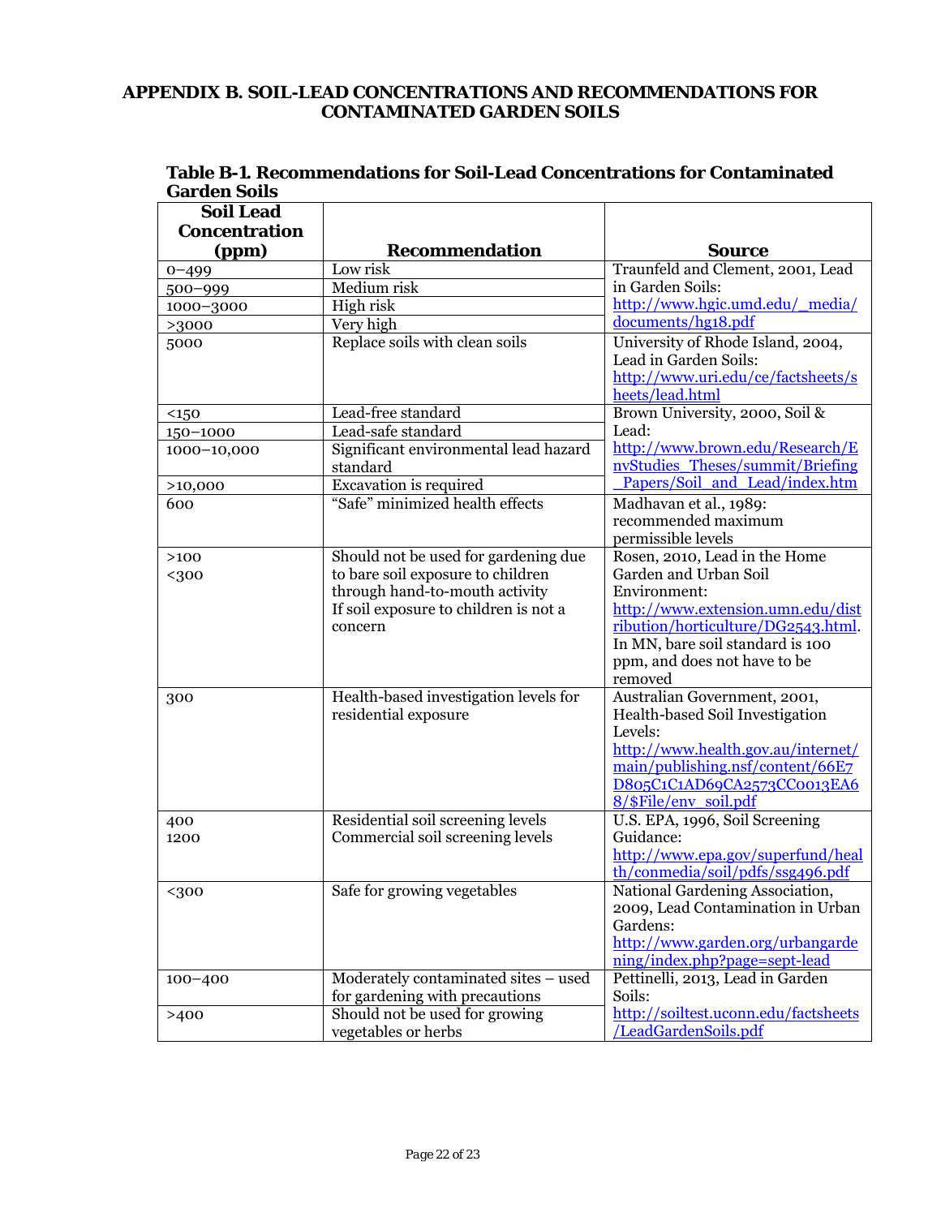# APPENDIX B. SOIL-LEAD CONCENTRATIONS AND RECOMMENDATIONS FOR CONTAMINATED GARDEN SOILS

**Table B-1. Recommendations for Soil-Lead Concentrations for Contaminated Garden Soils**

| Soil Lead Concentration (ppm) | Recommendation | Source |
|---|---|---|
| 0–499 | Low risk | Traunfeld and Clement, 2001, Lead in Garden Soils: http://www.hgic.umd.edu/_media/documents/hg18.pdf |
| 500–999 | Medium risk | |
| 1000–3000 | High risk | |
| >3000 | Very high | |
| 5000 | Replace soils with clean soils | University of Rhode Island, 2004, Lead in Garden Soils: http://www.uri.edu/ce/factsheets/sheets/lead.html |
| <150 | Lead-free standard | Brown University, 2000, Soil & Lead: http://www.brown.edu/Research/EnvStudies_Theses/summit/Briefing_Papers/Soil_and_Lead/index.htm |
| 150–1000 | Lead-safe standard | |
| 1000–10,000 | Significant environmental lead hazard standard | |
| >10,000 | Excavation is required | |
| 600 | "Safe" minimized health effects | Madhavan et al., 1989: recommended maximum permissible levels |
| >100<br><300 | Should not be used for gardening due to bare soil exposure to children through hand-to-mouth activity<br>If soil exposure to children is not a concern | Rosen, 2010, Lead in the Home Garden and Urban Soil Environment: http://www.extension.umn.edu/distribution/horticulture/DG2543.html. In MN, bare soil standard is 100 ppm, and does not have to be removed |
| 300 | Health-based investigation levels for residential exposure | Australian Government, 2001, Health-based Soil Investigation Levels: http://www.health.gov.au/internet/main/publishing.nsf/content/66E7D805C1C1AD69CA2573CC0013EA68/$File/env_soil.pdf |
| 400<br>1200 | Residential soil screening levels<br>Commercial soil screening levels | U.S. EPA, 1996, Soil Screening Guidance: http://www.epa.gov/superfund/health/conmedia/soil/pdfs/ssg496.pdf |
| <300 | Safe for growing vegetables | National Gardening Association, 2009, Lead Contamination in Urban Gardens: http://www.garden.org/urbangardening/index.php?page=sept-lead |
| 100–400 | Moderately contaminated sites – used for gardening with precautions | Pettinelli, 2013, Lead in Garden Soils: http://soiltest.uconn.edu/factsheets/LeadGardenSoils.pdf |
| >400 | Should not be used for growing vegetables or herbs | |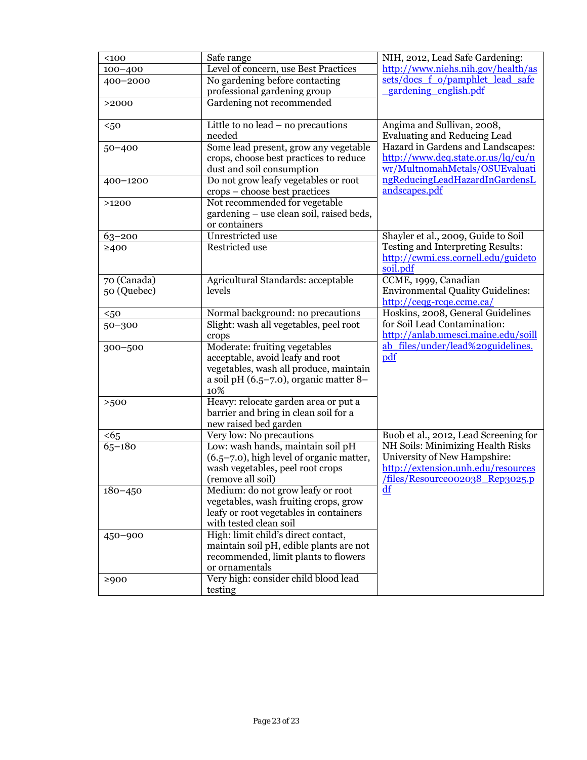| | | |
|---|---|---|
| <100 | Safe range | NIH, 2012, Lead Safe Gardening: http://www.niehs.nih.gov/health/assets/docs_f_o/pamphlet_lead_safe_gardening_english.pdf |
| 100–400 | Level of concern, use Best Practices | |
| 400–2000 | No gardening before contacting professional gardening group | |
| >2000 | Gardening not recommended | |
| <50 | Little to no lead – no precautions needed | Angima and Sullivan, 2008, Evaluating and Reducing Lead Hazard in Gardens and Landscapes: http://www.deq.state.or.us/lq/cu/nwr/MultnomahMetals/OSUEvaluatingReducingLeadHazardInGardensLandscapes.pdf |
| 50–400 | Some lead present, grow any vegetable crops, choose best practices to reduce dust and soil consumption | |
| 400–1200 | Do not grow leafy vegetables or root crops – choose best practices | |
| >1200 | Not recommended for vegetable gardening – use clean soil, raised beds, or containers | |
| 63–200 | Unrestricted use | Shayler et al., 2009, Guide to Soil Testing and Interpreting Results: http://cwmi.css.cornell.edu/guidetosoil.pdf |
| ≥400 | Restricted use | |
| 70 (Canada)<br>50 (Quebec) | Agricultural Standards: acceptable levels | CCME, 1999, Canadian Environmental Quality Guidelines: http://ceqg-rcqe.ccme.ca/ |
| <50 | Normal background: no precautions | Hoskins, 2008, General Guidelines for Soil Lead Contamination: http://anlab.umesci.maine.edu/soillab_files/under/lead%20guidelines.pdf |
| 50–300 | Slight: wash all vegetables, peel root crops | |
| 300–500 | Moderate: fruiting vegetables acceptable, avoid leafy and root vegetables, wash all produce, maintain a soil pH (6.5–7.0), organic matter 8–10% | |
| >500 | Heavy: relocate garden area or put a barrier and bring in clean soil for a new raised bed garden | |
| <65 | Very low: No precautions | Buob et al., 2012, Lead Screening for NH Soils: Minimizing Health Risks University of New Hampshire: http://extension.unh.edu/resources/files/Resource002038_Rep3025.pdf |
| 65–180 | Low: wash hands, maintain soil pH (6.5–7.0), high level of organic matter, wash vegetables, peel root crops (remove all soil) | |
| 180–450 | Medium: do not grow leafy or root vegetables, wash fruiting crops, grow leafy or root vegetables in containers with tested clean soil | |
| 450–900 | High: limit child's direct contact, maintain soil pH, edible plants are not recommended, limit plants to flowers or ornamentals | |
| ≥900 | Very high: consider child blood lead testing | |